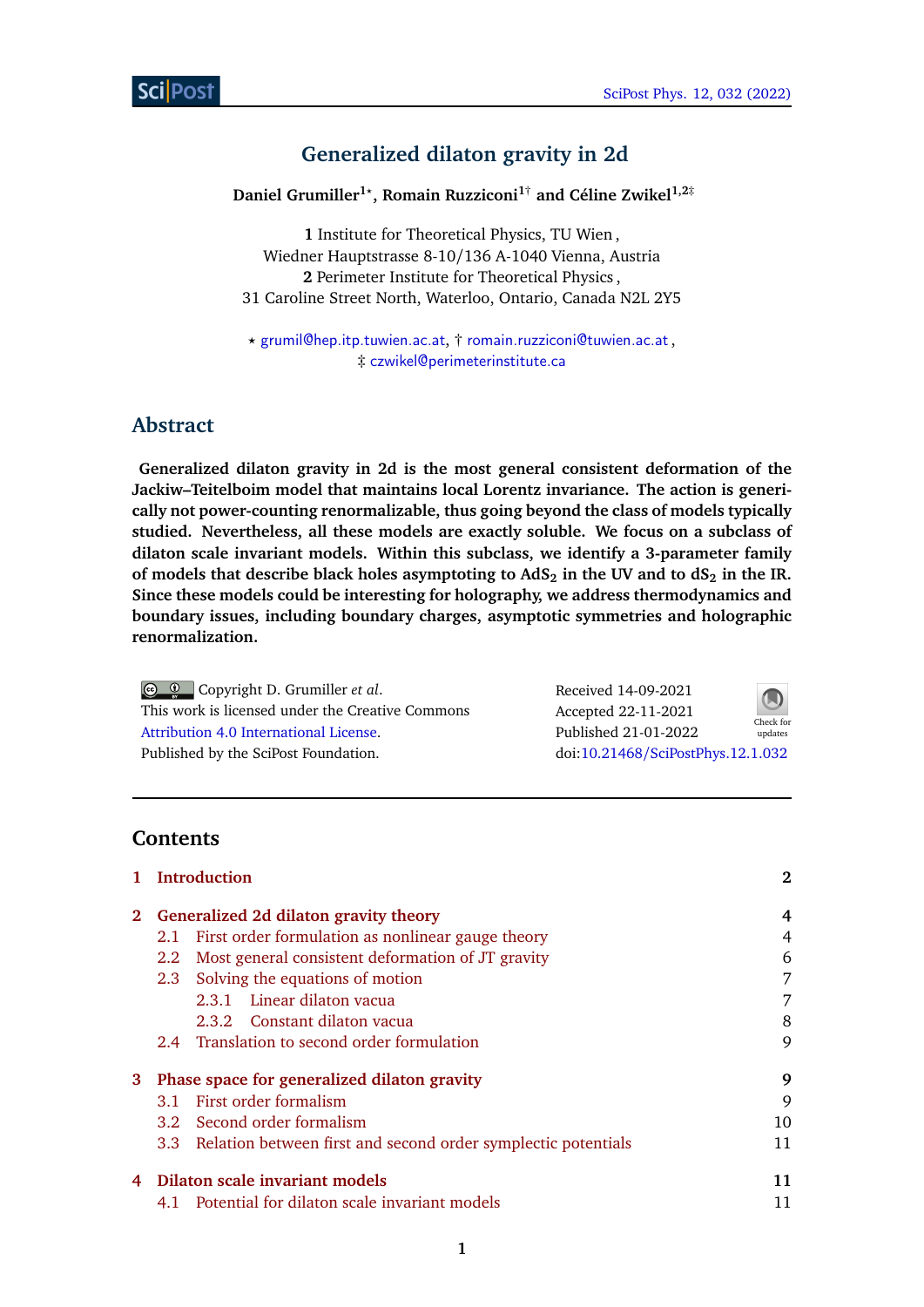# Generalized dilaton gravity in 2d

**Daniel Grumiller[1⋆], Romain Ruzziconi[1†] and Céline Zwikel[1,2‡]**

**1** Institute for Theoretical Physics, TU Wien,
Wiedner Hauptstrasse 8-10/136 A-1040 Vienna, Austria
**2** Perimeter Institute for Theoretical Physics,
31 Caroline Street North, Waterloo, Ontario, Canada N2L 2Y5

⋆ grumil@hep.itp.tuwien.ac.at, † romain.ruzziconi@tuwien.ac.at,
‡ czwikel@perimeterinstitute.ca

## Abstract

**Generalized dilaton gravity in 2d is the most general consistent deformation of the Jackiw–Teitelboim model that maintains local Lorentz invariance. The action is generically not power-counting renormalizable, thus going beyond the class of models typically studied. Nevertheless, all these models are exactly soluble. We focus on a subclass of dilaton scale invariant models. Within this subclass, we identify a 3-parameter family of models that describe black holes asymptoting to $AdS_2$ in the UV and to $dS_2$ in the IR. Since these models could be interesting for holography, we address thermodynamics and boundary issues, including boundary charges, asymptotic symmetries and holographic renormalization.**

Copyright D. Grumiller *et al*.
This work is licensed under the Creative Commons Attribution 4.0 International License.
Published by the SciPost Foundation.

Received 14-09-2021
Accepted 22-11-2021
Published 21-01-2022
doi:10.21468/SciPostPhys.12.1.032

## Contents

| | | |
|---|---|---|
| **1** | **Introduction** | **2** |
| **2** | **Generalized 2d dilaton gravity theory** | **4** |
| 2.1 | First order formulation as nonlinear gauge theory | 4 |
| 2.2 | Most general consistent deformation of JT gravity | 6 |
| 2.3 | Solving the equations of motion | 7 |
| 2.3.1 | Linear dilaton vacua | 7 |
| 2.3.2 | Constant dilaton vacua | 8 |
| 2.4 | Translation to second order formulation | 9 |
| **3** | **Phase space for generalized dilaton gravity** | **9** |
| 3.1 | First order formalism | 9 |
| 3.2 | Second order formalism | 10 |
| 3.3 | Relation between first and second order symplectic potentials | 11 |
| **4** | **Dilaton scale invariant models** | **11** |
| 4.1 | Potential for dilaton scale invariant models | 11 |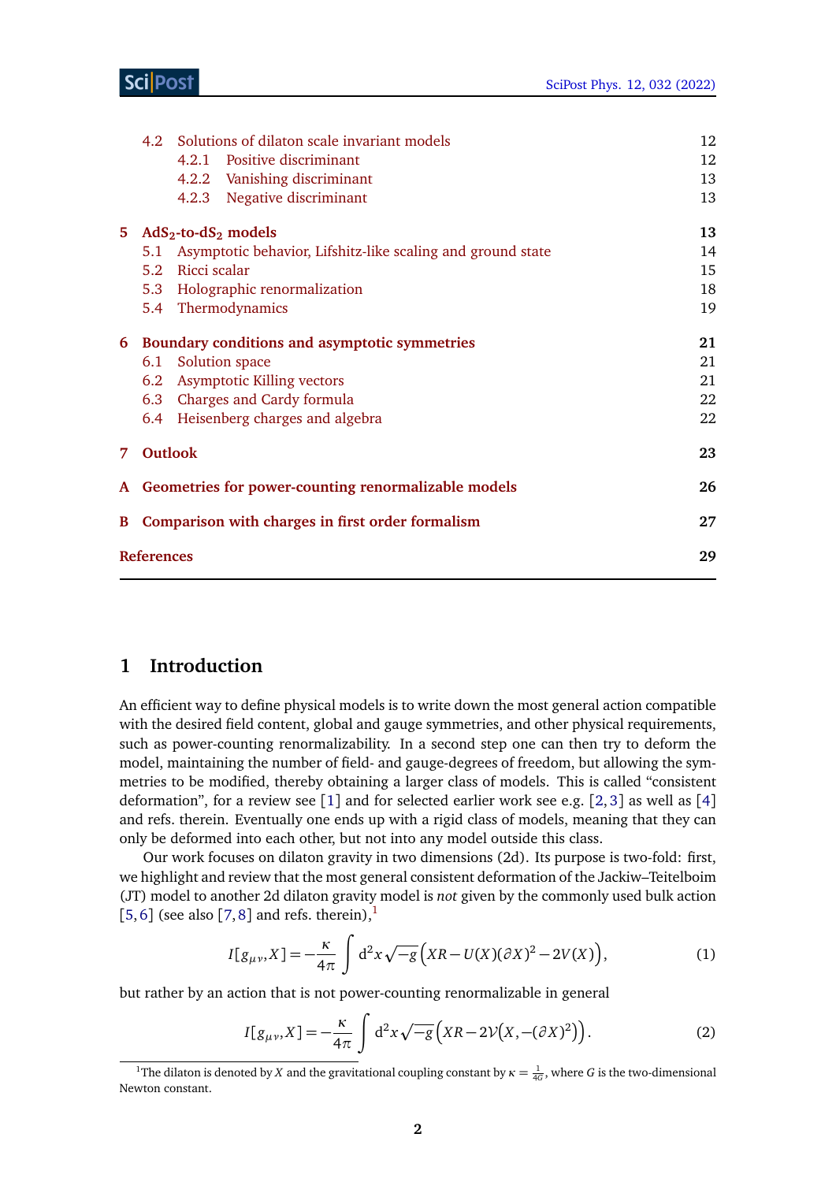| | | |
|---|---|---|
| 4.2 | Solutions of dilaton scale invariant models | 12 |
| 4.2.1 | Positive discriminant | 12 |
| 4.2.2 | Vanishing discriminant | 13 |
| 4.2.3 | Negative discriminant | 13 |
| **5** | **$AdS_2$-to-$dS_2$ models** | **13** |
| 5.1 | Asymptotic behavior, Lifshitz-like scaling and ground state | 14 |
| 5.2 | Ricci scalar | 15 |
| 5.3 | Holographic renormalization | 18 |
| 5.4 | Thermodynamics | 19 |
| **6** | **Boundary conditions and asymptotic symmetries** | **21** |
| 6.1 | Solution space | 21 |
| 6.2 | Asymptotic Killing vectors | 21 |
| 6.3 | Charges and Cardy formula | 22 |
| 6.4 | Heisenberg charges and algebra | 22 |
| **7** | **Outlook** | **23** |
| **A** | **Geometries for power-counting renormalizable models** | **26** |
| **B** | **Comparison with charges in first order formalism** | **27** |
| | **References** | **29** |

# 1 Introduction

An efficient way to define physical models is to write down the most general action compatible with the desired field content, global and gauge symmetries, and other physical requirements, such as power-counting renormalizability. In a second step one can then try to deform the model, maintaining the number of field- and gauge-degrees of freedom, but allowing the symmetries to be modified, thereby obtaining a larger class of models. This is called "consistent deformation", for a review see [1] and for selected earlier work see e.g. [2,3] as well as [4] and refs. therein. Eventually one ends up with a rigid class of models, meaning that they can only be deformed into each other, but not into any model outside this class.

Our work focuses on dilaton gravity in two dimensions (2d). Its purpose is two-fold: first, we highlight and review that the most general consistent deformation of the Jackiw–Teitelboim (JT) model to another 2d dilaton gravity model is *not* given by the commonly used bulk action [5,6] (see also [7,8] and refs. therein),[1]

$$I[g_{\mu\nu},X] = -\frac{\kappa}{4\pi}\int \mathrm{d}^2x\sqrt{-g}\Big(XR - U(X)(\partial X)^2 - 2V(X)\Big), \tag{1}$$

but rather by an action that is not power-counting renormalizable in general

$$I[g_{\mu\nu},X] = -\frac{\kappa}{4\pi}\int \mathrm{d}^2x\sqrt{-g}\Big(XR - 2\mathcal{V}\big(X,-(\partial X)^2\big)\Big). \tag{2}$$

[1] The dilaton is denoted by $X$ and the gravitational coupling constant by $\kappa = \frac{1}{4G}$, where $G$ is the two-dimensional Newton constant.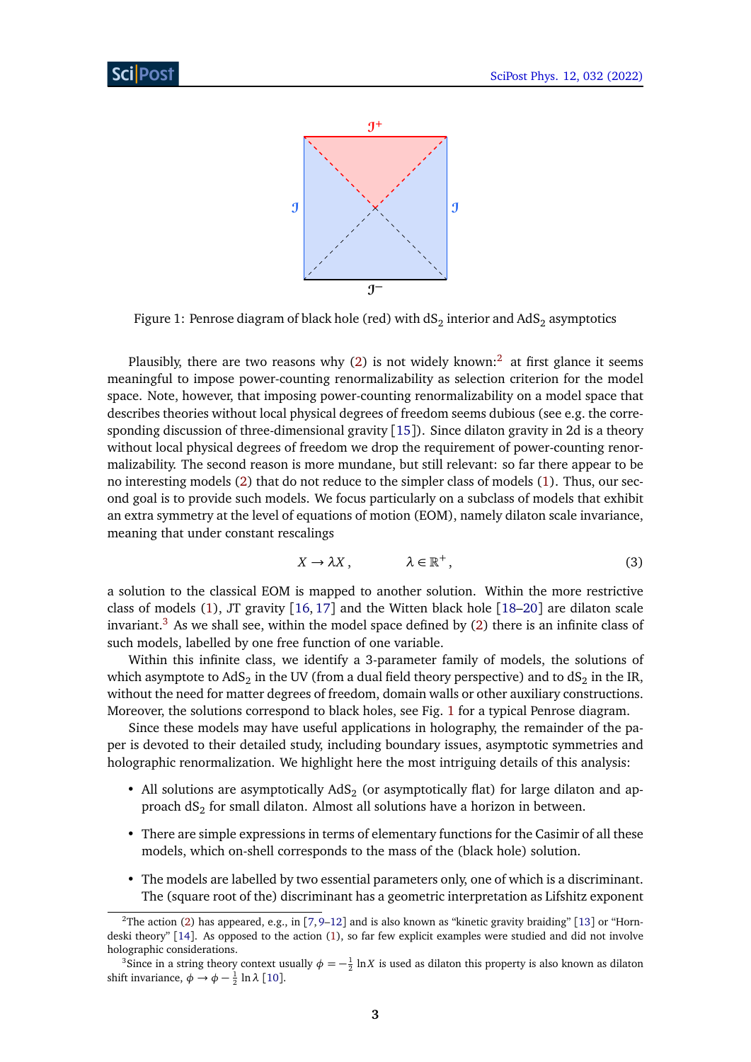Figure 1: Penrose diagram of black hole (red) with $\text{dS}_2$ interior and $\text{AdS}_2$ asymptotics

Plausibly, there are two reasons why (2) is not widely known:[2] at first glance it seems meaningful to impose power-counting renormalizability as selection criterion for the model space. Note, however, that imposing power-counting renormalizability on a model space that describes theories without local physical degrees of freedom seems dubious (see e.g. the corresponding discussion of three-dimensional gravity [15]). Since dilaton gravity in 2d is a theory without local physical degrees of freedom we drop the requirement of power-counting renormalizability. The second reason is more mundane, but still relevant: so far there appear to be no interesting models (2) that do not reduce to the simpler class of models (1). Thus, our second goal is to provide such models. We focus particularly on a subclass of models that exhibit an extra symmetry at the level of equations of motion (EOM), namely dilaton scale invariance, meaning that under constant rescalings

$$X \to \lambda X\,, \qquad \lambda \in \mathbb{R}^+\,, \tag{3}$$

a solution to the classical EOM is mapped to another solution. Within the more restrictive class of models (1), JT gravity [16, 17] and the Witten black hole [18–20] are dilaton scale invariant.[3] As we shall see, within the model space defined by (2) there is an infinite class of such models, labelled by one free function of one variable.

Within this infinite class, we identify a 3-parameter family of models, the solutions of which asymptote to $\text{AdS}_2$ in the UV (from a dual field theory perspective) and to $\text{dS}_2$ in the IR, without the need for matter degrees of freedom, domain walls or other auxiliary constructions. Moreover, the solutions correspond to black holes, see Fig. 1 for a typical Penrose diagram.

Since these models may have useful applications in holography, the remainder of the paper is devoted to their detailed study, including boundary issues, asymptotic symmetries and holographic renormalization. We highlight here the most intriguing details of this analysis:

- All solutions are asymptotically $\text{AdS}_2$ (or asymptotically flat) for large dilaton and approach $\text{dS}_2$ for small dilaton. Almost all solutions have a horizon in between.
- There are simple expressions in terms of elementary functions for the Casimir of all these models, which on-shell corresponds to the mass of the (black hole) solution.
- The models are labelled by two essential parameters only, one of which is a discriminant. The (square root of the) discriminant has a geometric interpretation as Lifshitz exponent

[2] The action (2) has appeared, e.g., in [7, 9–12] and is also known as "kinetic gravity braiding" [13] or "Horndeski theory" [14]. As opposed to the action (1), so far few explicit examples were studied and did not involve holographic considerations.

[3] Since in a string theory context usually $\phi = -\frac{1}{2}\ln X$ is used as dilaton this property is also known as dilaton shift invariance, $\phi \to \phi - \frac{1}{2}\ln\lambda$ [10].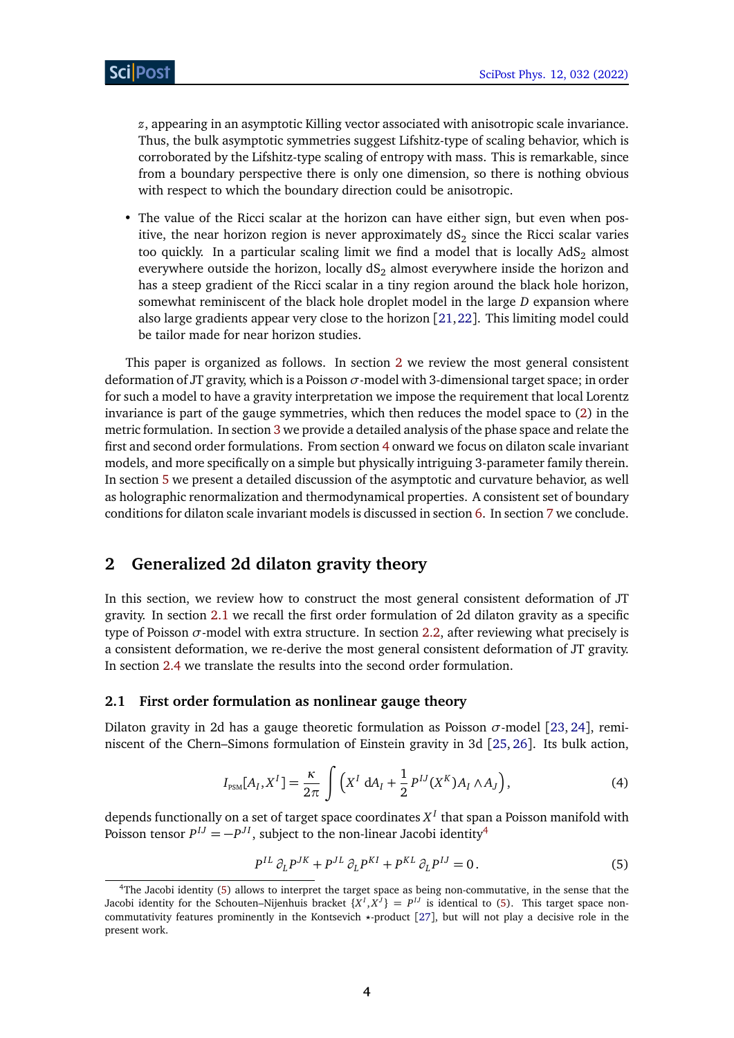$z$, appearing in an asymptotic Killing vector associated with anisotropic scale invariance. Thus, the bulk asymptotic symmetries suggest Lifshitz-type of scaling behavior, which is corroborated by the Lifshitz-type scaling of entropy with mass. This is remarkable, since from a boundary perspective there is only one dimension, so there is nothing obvious with respect to which the boundary direction could be anisotropic.

- The value of the Ricci scalar at the horizon can have either sign, but even when positive, the near horizon region is never approximately $dS_2$ since the Ricci scalar varies too quickly. In a particular scaling limit we find a model that is locally $AdS_2$ almost everywhere outside the horizon, locally $dS_2$ almost everywhere inside the horizon and has a steep gradient of the Ricci scalar in a tiny region around the black hole horizon, somewhat reminiscent of the black hole droplet model in the large $D$ expansion where also large gradients appear very close to the horizon [21,22]. This limiting model could be tailor made for near horizon studies.

This paper is organized as follows. In section 2 we review the most general consistent deformation of JT gravity, which is a Poisson $\sigma$-model with 3-dimensional target space; in order for such a model to have a gravity interpretation we impose the requirement that local Lorentz invariance is part of the gauge symmetries, which then reduces the model space to (2) in the metric formulation. In section 3 we provide a detailed analysis of the phase space and relate the first and second order formulations. From section 4 onward we focus on dilaton scale invariant models, and more specifically on a simple but physically intriguing 3-parameter family therein. In section 5 we present a detailed discussion of the asymptotic and curvature behavior, as well as holographic renormalization and thermodynamical properties. A consistent set of boundary conditions for dilaton scale invariant models is discussed in section 6. In section 7 we conclude.

## 2 Generalized 2d dilaton gravity theory

In this section, we review how to construct the most general consistent deformation of JT gravity. In section 2.1 we recall the first order formulation of 2d dilaton gravity as a specific type of Poisson $\sigma$-model with extra structure. In section 2.2, after reviewing what precisely is a consistent deformation, we re-derive the most general consistent deformation of JT gravity. In section 2.4 we translate the results into the second order formulation.

### 2.1 First order formulation as nonlinear gauge theory

Dilaton gravity in 2d has a gauge theoretic formulation as Poisson $\sigma$-model [23, 24], reminiscent of the Chern–Simons formulation of Einstein gravity in 3d [25, 26]. Its bulk action,

$$I_{\text{PSM}}[A_I, X^I] = \frac{\kappa}{2\pi} \int \Big( X^I \, \mathrm{d}A_I + \frac{1}{2} P^{IJ}(X^K) A_I \wedge A_J \Big) , \tag{4}$$

depends functionally on a set of target space coordinates $X^I$ that span a Poisson manifold with Poisson tensor $P^{IJ} = -P^{JI}$, subject to the non-linear Jacobi identity[4]

$$P^{IL} \, \partial_L P^{JK} + P^{JL} \, \partial_L P^{KI} + P^{KL} \, \partial_L P^{IJ} = 0 \,. \tag{5}$$

[4] The Jacobi identity (5) allows to interpret the target space as being non-commutative, in the sense that the Jacobi identity for the Schouten–Nijenhuis bracket $\{X^I, X^J\} = P^{IJ}$ is identical to (5). This target space non-commutativity features prominently in the Kontsevich $\star$-product [27], but will not play a decisive role in the present work.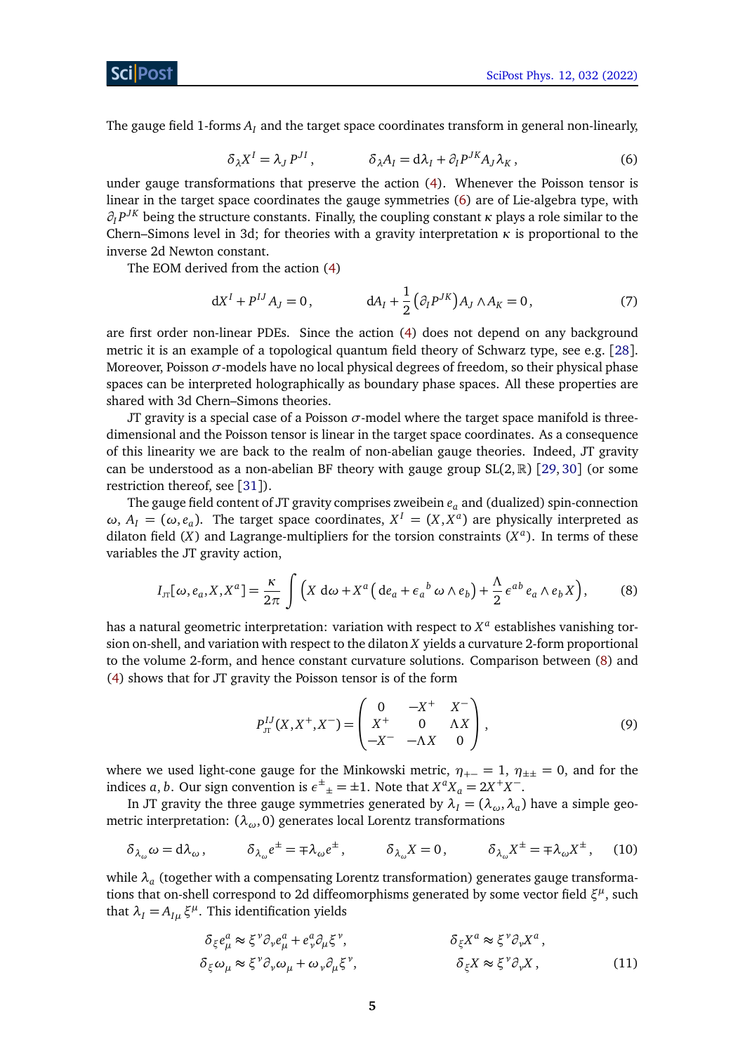The gauge field 1-forms $A_I$ and the target space coordinates transform in general non-linearly,

$$\delta_\lambda X^I = \lambda_J \, P^{JI} \,, \qquad \delta_\lambda A_I = \mathrm{d}\lambda_I + \partial_I P^{JK} A_J \lambda_K \,, \tag{6}$$

under gauge transformations that preserve the action (4). Whenever the Poisson tensor is linear in the target space coordinates the gauge symmetries (6) are of Lie-algebra type, with $\partial_I P^{JK}$ being the structure constants. Finally, the coupling constant $\kappa$ plays a role similar to the Chern–Simons level in 3d; for theories with a gravity interpretation $\kappa$ is proportional to the inverse 2d Newton constant.

The EOM derived from the action (4)

$$\mathrm{d}X^I + P^{IJ} A_J = 0 \,, \qquad \mathrm{d}A_I + \frac{1}{2}\big(\partial_I P^{JK}\big) A_J \wedge A_K = 0 \,, \tag{7}$$

are first order non-linear PDEs. Since the action (4) does not depend on any background metric it is an example of a topological quantum field theory of Schwarz type, see e.g. [28]. Moreover, Poisson $\sigma$-models have no local physical degrees of freedom, so their physical phase spaces can be interpreted holographically as boundary phase spaces. All these properties are shared with 3d Chern–Simons theories.

JT gravity is a special case of a Poisson $\sigma$-model where the target space manifold is three-dimensional and the Poisson tensor is linear in the target space coordinates. As a consequence of this linearity we are back to the realm of non-abelian gauge theories. Indeed, JT gravity can be understood as a non-abelian BF theory with gauge group SL(2, $\mathbb{R}$) [29, 30] (or some restriction thereof, see [31]).

The gauge field content of JT gravity comprises zweibein $e_a$ and (dualized) spin-connection $\omega$, $A_I = (\omega, e_a)$. The target space coordinates, $X^I = (X, X^a)$ are physically interpreted as dilaton field ($X$) and Lagrange-multipliers for the torsion constraints ($X^a$). In terms of these variables the JT gravity action,

$$I_{\text{JT}}[\omega, e_a, X, X^a] = \frac{\kappa}{2\pi} \int \Big( X \, \mathrm{d}\omega + X^a \big( \mathrm{d}e_a + \epsilon_a{}^b \, \omega \wedge e_b \big) + \frac{\Lambda}{2} \epsilon^{ab} \, e_a \wedge e_b X \Big) , \tag{8}$$

has a natural geometric interpretation: variation with respect to $X^a$ establishes vanishing torsion on-shell, and variation with respect to the dilaton $X$ yields a curvature 2-form proportional to the volume 2-form, and hence constant curvature solutions. Comparison between (8) and (4) shows that for JT gravity the Poisson tensor is of the form

$$P_{\text{JT}}^{IJ}(X, X^+, X^-) = \begin{pmatrix} 0 & -X^+ & X^- \\ X^+ & 0 & \Lambda X \\ -X^- & -\Lambda X & 0 \end{pmatrix} , \tag{9}$$

where we used light-cone gauge for the Minkowski metric, $\eta_{+-} = 1$, $\eta_{\pm\pm} = 0$, and for the indices $a, b$. Our sign convention is $\epsilon^\pm{}_\pm = \pm 1$. Note that $X^a X_a = 2X^+ X^-$.

In JT gravity the three gauge symmetries generated by $\lambda_I = (\lambda_\omega, \lambda_a)$ have a simple geometric interpretation: $(\lambda_\omega, 0)$ generates local Lorentz transformations

$$\delta_{\lambda_\omega} \omega = \mathrm{d}\lambda_\omega \,, \qquad \delta_{\lambda_\omega} e^\pm = \mp \lambda_\omega e^\pm \,, \qquad \delta_{\lambda_\omega} X = 0 \,, \qquad \delta_{\lambda_\omega} X^\pm = \mp \lambda_\omega X^\pm \,, \tag{10}$$

while $\lambda_a$ (together with a compensating Lorentz transformation) generates gauge transformations that on-shell correspond to 2d diffeomorphisms generated by some vector field $\xi^\mu$, such that $\lambda_I = A_{I\mu} \xi^\mu$. This identification yields

$$\begin{aligned} \delta_\xi e^a_\mu &\approx \xi^\nu \partial_\nu e^a_\mu + e^a_\nu \partial_\mu \xi^\nu , & \delta_\xi X^a &\approx \xi^\nu \partial_\nu X^a \,, \\ \delta_\xi \omega_\mu &\approx \xi^\nu \partial_\nu \omega_\mu + \omega_\nu \partial_\mu \xi^\nu , & \delta_\xi X &\approx \xi^\nu \partial_\nu X \,, \end{aligned} \tag{11}$$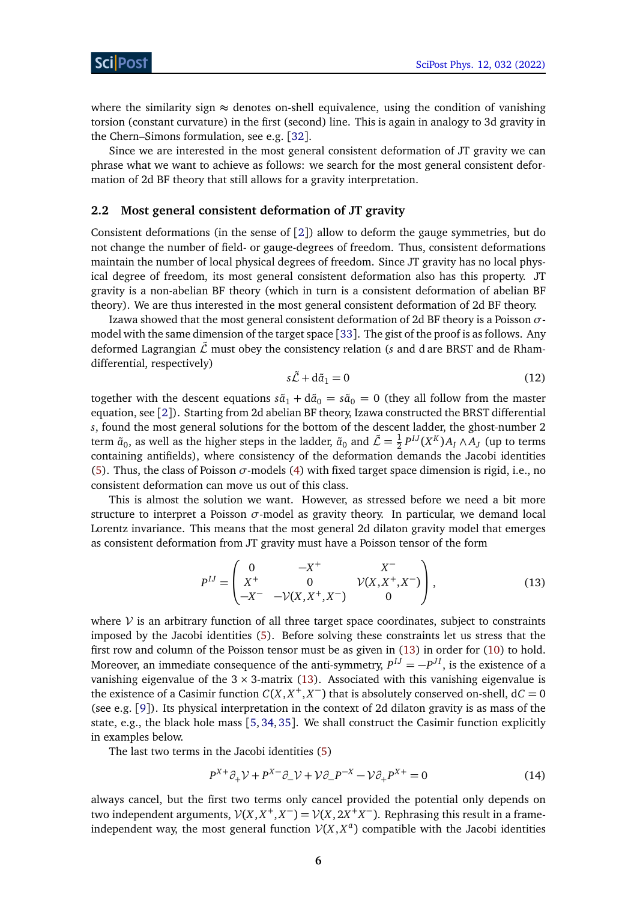where the similarity sign $\approx$ denotes on-shell equivalence, using the condition of vanishing torsion (constant curvature) in the first (second) line. This is again in analogy to 3d gravity in the Chern–Simons formulation, see e.g. [32].

Since we are interested in the most general consistent deformation of JT gravity we can phrase what we want to achieve as follows: we search for the most general consistent deformation of 2d BF theory that still allows for a gravity interpretation.

### 2.2 Most general consistent deformation of JT gravity

Consistent deformations (in the sense of [2]) allow to deform the gauge symmetries, but do not change the number of field- or gauge-degrees of freedom. Thus, consistent deformations maintain the number of local physical degrees of freedom. Since JT gravity has no local physical degree of freedom, its most general consistent deformation also has this property. JT gravity is a non-abelian BF theory (which in turn is a consistent deformation of abelian BF theory). We are thus interested in the most general consistent deformation of 2d BF theory.

Izawa showed that the most general consistent deformation of 2d BF theory is a Poisson $\sigma$-model with the same dimension of the target space [33]. The gist of the proof is as follows. Any deformed Lagrangian $\tilde{\mathcal{L}}$ must obey the consistency relation ($s$ and $\mathrm{d}$ are BRST and de Rham-differential, respectively)

$$
s\tilde{\mathcal{L}} + \mathrm{d}\tilde{a}_1 = 0 \tag{12}
$$

together with the descent equations $s\tilde{a}_1 + \mathrm{d}\tilde{a}_0 = s\tilde{a}_0 = 0$ (they all follow from the master equation, see [2]). Starting from 2d abelian BF theory, Izawa constructed the BRST differential $s$, found the most general solutions for the bottom of the descent ladder, the ghost-number 2 term $\tilde{a}_0$, as well as the higher steps in the ladder, $\tilde{a}_0$ and $\tilde{\mathcal{L}} = \frac{1}{2}P^{IJ}(X^K)A_I \wedge A_J$ (up to terms containing antifields), where consistency of the deformation demands the Jacobi identities (5). Thus, the class of Poisson $\sigma$-models (4) with fixed target space dimension is rigid, i.e., no consistent deformation can move us out of this class.

This is almost the solution we want. However, as stressed before we need a bit more structure to interpret a Poisson $\sigma$-model as gravity theory. In particular, we demand local Lorentz invariance. This means that the most general 2d dilaton gravity model that emerges as consistent deformation from JT gravity must have a Poisson tensor of the form

$$
P^{IJ} = \begin{pmatrix} 0 & -X^+ & X^- \\ X^+ & 0 & \mathcal{V}(X,X^+,X^-) \\ -X^- & -\mathcal{V}(X,X^+,X^-) & 0 \end{pmatrix}, \tag{13}
$$

where $\mathcal{V}$ is an arbitrary function of all three target space coordinates, subject to constraints imposed by the Jacobi identities (5). Before solving these constraints let us stress that the first row and column of the Poisson tensor must be as given in (13) in order for (10) to hold. Moreover, an immediate consequence of the anti-symmetry, $P^{IJ} = -P^{JI}$, is the existence of a vanishing eigenvalue of the $3\times 3$-matrix (13). Associated with this vanishing eigenvalue is the existence of a Casimir function $C(X,X^+,X^-)$ that is absolutely conserved on-shell, $\mathrm{d}C = 0$ (see e.g. [9]). Its physical interpretation in the context of 2d dilaton gravity is as mass of the state, e.g., the black hole mass [5, 34, 35]. We shall construct the Casimir function explicitly in examples below.

The last two terms in the Jacobi identities (5)

$$
P^{X+}\partial_+\mathcal{V} + P^{X-}\partial_-\mathcal{V} + \mathcal{V}\partial_- P^{-X} - \mathcal{V}\partial_+ P^{X+} = 0 \tag{14}
$$

always cancel, but the first two terms only cancel provided the potential only depends on two independent arguments, $\mathcal{V}(X,X^+,X^-) = \mathcal{V}(X, 2X^+X^-)$. Rephrasing this result in a frame-independent way, the most general function $\mathcal{V}(X,X^a)$ compatible with the Jacobi identities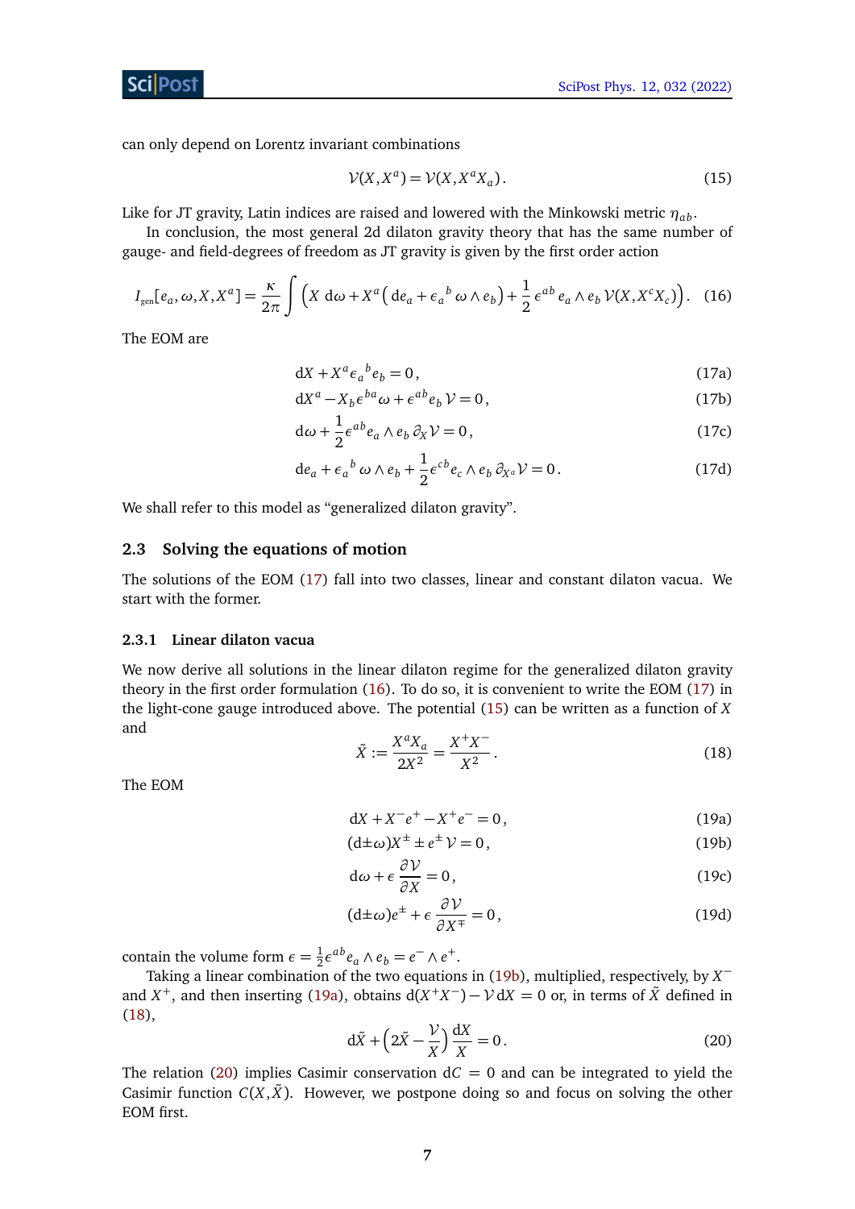can only depend on Lorentz invariant combinations

$$\mathcal{V}(X,X^a)=\mathcal{V}(X,X^aX_a)\,. \tag{15}$$

Like for JT gravity, Latin indices are raised and lowered with the Minkowski metric $\eta_{ab}$.

In conclusion, the most general 2d dilaton gravity theory that has the same number of gauge- and field-degrees of freedom as JT gravity is given by the first order action

$$I_{\text{gen}}[e_a,\omega,X,X^a]=\frac{\kappa}{2\pi}\int\Big(X\,\mathrm{d}\omega+X^a\big(\mathrm{d}e_a+\epsilon_a{}^b\,\omega\wedge e_b\big)+\frac{1}{2}\,\epsilon^{ab}\,e_a\wedge e_b\,\mathcal{V}(X,X^cX_c)\Big)\,. \tag{16}$$

The EOM are

$$\mathrm{d}X+X^a\epsilon_a{}^be_b=0\,, \tag{17a}$$

$$\mathrm{d}X^a-X_b\epsilon^{ba}\omega+\epsilon^{ab}e_b\,\mathcal{V}=0\,, \tag{17b}$$

$$\mathrm{d}\omega+\frac{1}{2}\epsilon^{ab}e_a\wedge e_b\,\partial_X\mathcal{V}=0\,, \tag{17c}$$

$$\mathrm{d}e_a+\epsilon_a{}^b\,\omega\wedge e_b+\frac{1}{2}\epsilon^{cb}e_c\wedge e_b\,\partial_{X^a}\mathcal{V}=0\,. \tag{17d}$$

We shall refer to this model as "generalized dilaton gravity".

### 2.3 Solving the equations of motion

The solutions of the EOM (17) fall into two classes, linear and constant dilaton vacua. We start with the former.

#### 2.3.1 Linear dilaton vacua

We now derive all solutions in the linear dilaton regime for the generalized dilaton gravity theory in the first order formulation (16). To do so, it is convenient to write the EOM (17) in the light-cone gauge introduced above. The potential (15) can be written as a function of $X$ and

$$\tilde{X}:=\frac{X^aX_a}{2X^2}=\frac{X^+X^-}{X^2}\,. \tag{18}$$

The EOM

$$\mathrm{d}X+X^-e^+-X^+e^-=0\,, \tag{19a}$$

$$(\mathrm{d}\pm\omega)X^\pm\pm e^\pm\,\mathcal{V}=0\,, \tag{19b}$$

$$\mathrm{d}\omega+\epsilon\,\frac{\partial\mathcal{V}}{\partial X}=0\,, \tag{19c}$$

$$(\mathrm{d}\pm\omega)e^\pm+\epsilon\,\frac{\partial\mathcal{V}}{\partial X^\mp}=0\,, \tag{19d}$$

contain the volume form $\epsilon=\frac{1}{2}\epsilon^{ab}e_a\wedge e_b=e^-\wedge e^+$.

Taking a linear combination of the two equations in (19b), multiplied, respectively, by $X^-$ and $X^+$, and then inserting (19a), obtains $\mathrm{d}(X^+X^-)-\mathcal{V}\,\mathrm{d}X=0$ or, in terms of $\tilde{X}$ defined in (18),

$$\mathrm{d}\tilde{X}+\Big(2\tilde{X}-\frac{\mathcal{V}}{X}\Big)\frac{\mathrm{d}X}{X}=0\,. \tag{20}$$

The relation (20) implies Casimir conservation $\mathrm{d}C=0$ and can be integrated to yield the Casimir function $C(X,\tilde{X})$. However, we postpone doing so and focus on solving the other EOM first.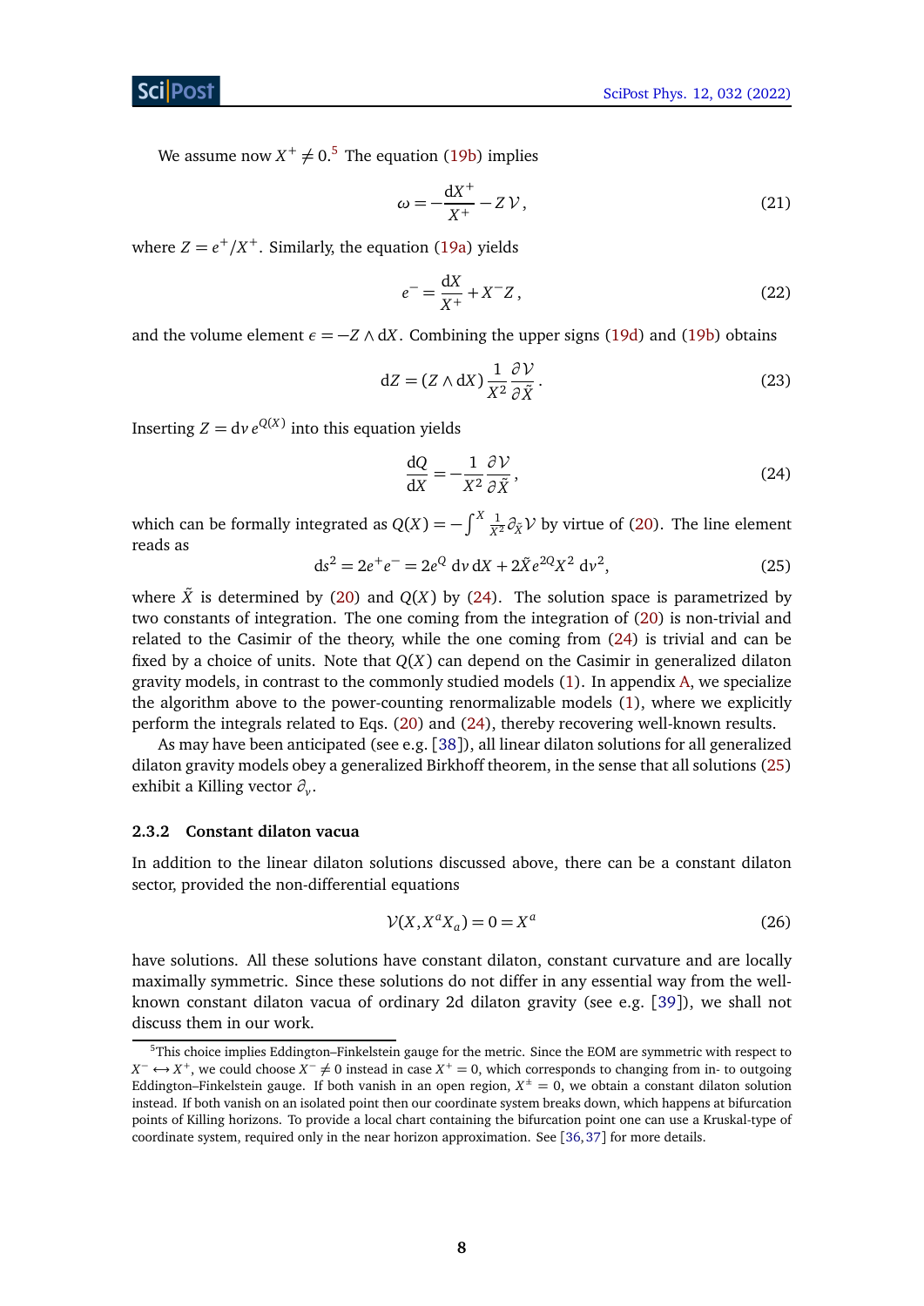We assume now $X^+ \neq 0$.[5] The equation (19b) implies

$$\omega = -\frac{\mathrm{d}X^+}{X^+} - Z\,\mathcal{V}\,, \tag{21}$$

where $Z = e^+/X^+$. Similarly, the equation (19a) yields

$$e^- = \frac{\mathrm{d}X}{X^+} + X^- Z\,, \tag{22}$$

and the volume element $\epsilon = -Z \wedge \mathrm{d}X$. Combining the upper signs (19d) and (19b) obtains

$$\mathrm{d}Z = (Z \wedge \mathrm{d}X)\,\frac{1}{X^2}\frac{\partial \mathcal{V}}{\partial \tilde{X}}\,. \tag{23}$$

Inserting $Z = \mathrm{d}v\, e^{Q(X)}$ into this equation yields

$$\frac{\mathrm{d}Q}{\mathrm{d}X} = -\frac{1}{X^2}\frac{\partial \mathcal{V}}{\partial \tilde{X}}\,, \tag{24}$$

which can be formally integrated as $Q(X) = -\int^X \frac{1}{\tilde{X}^2}\partial_{\tilde{X}}\mathcal{V}$ by virtue of (20). The line element reads as

$$\mathrm{d}s^2 = 2e^+e^- = 2e^Q\,\mathrm{d}v\,\mathrm{d}X + 2\tilde{X}e^{2Q}X^2\,\mathrm{d}v^2, \tag{25}$$

where $\tilde{X}$ is determined by (20) and $Q(X)$ by (24). The solution space is parametrized by two constants of integration. The one coming from the integration of (20) is non-trivial and related to the Casimir of the theory, while the one coming from (24) is trivial and can be fixed by a choice of units. Note that $Q(X)$ can depend on the Casimir in generalized dilaton gravity models, in contrast to the commonly studied models (1). In appendix A, we specialize the algorithm above to the power-counting renormalizable models (1), where we explicitly perform the integrals related to Eqs. (20) and (24), thereby recovering well-known results.

As may have been anticipated (see e.g. [38]), all linear dilaton solutions for all generalized dilaton gravity models obey a generalized Birkhoff theorem, in the sense that all solutions (25) exhibit a Killing vector $\partial_v$.

#### 2.3.2 Constant dilaton vacua

In addition to the linear dilaton solutions discussed above, there can be a constant dilaton sector, provided the non-differential equations

$$\mathcal{V}(X, X^aX_a) = 0 = X^a \tag{26}$$

have solutions. All these solutions have constant dilaton, constant curvature and are locally maximally symmetric. Since these solutions do not differ in any essential way from the well-known constant dilaton vacua of ordinary 2d dilaton gravity (see e.g. [39]), we shall not discuss them in our work.

---

[5] This choice implies Eddington–Finkelstein gauge for the metric. Since the EOM are symmetric with respect to $X^- \leftrightarrow X^+$, we could choose $X^- \neq 0$ instead in case $X^+ = 0$, which corresponds to changing from in- to outgoing Eddington–Finkelstein gauge. If both vanish in an open region, $X^\pm = 0$, we obtain a constant dilaton solution instead. If both vanish on an isolated point then our coordinate system breaks down, which happens at bifurcation points of Killing horizons. To provide a local chart containing the bifurcation point one can use a Kruskal-type of coordinate system, required only in the near horizon approximation. See [36,37] for more details.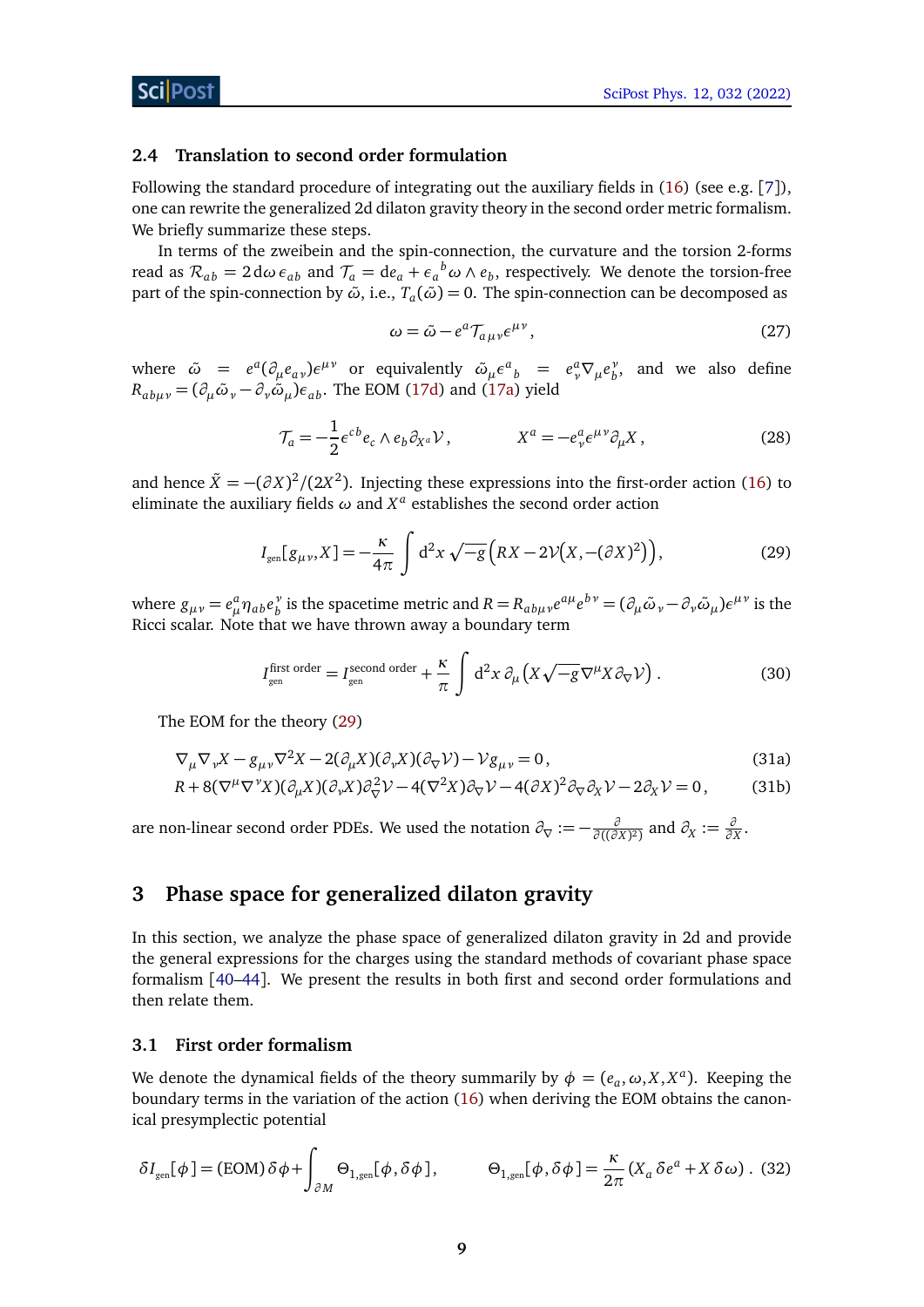### 2.4 Translation to second order formulation

Following the standard procedure of integrating out the auxiliary fields in (16) (see e.g. [7]), one can rewrite the generalized 2d dilaton gravity theory in the second order metric formalism. We briefly summarize these steps.

In terms of the zweibein and the spin-connection, the curvature and the torsion 2-forms read as $\mathcal{R}_{ab} = 2\,\mathrm{d}\omega\,\epsilon_{ab}$ and $\mathcal{T}_a = \mathrm{d}e_a + \epsilon_a{}^b\omega\wedge e_b$, respectively. We denote the torsion-free part of the spin-connection by $\tilde\omega$, i.e., $T_a(\tilde\omega)=0$. The spin-connection can be decomposed as

$$\omega = \tilde\omega - e^a\mathcal{T}_{a\mu\nu}\epsilon^{\mu\nu}\,, \tag{27}$$

where $\tilde\omega = e^a(\partial_\mu e_{a\nu})\epsilon^{\mu\nu}$ or equivalently $\tilde\omega_\mu\epsilon^a{}_b = e^a_\nu\nabla_\mu e^\nu_b$, and we also define $R_{ab\mu\nu} = (\partial_\mu\tilde\omega_\nu - \partial_\nu\tilde\omega_\mu)\epsilon_{ab}$. The EOM (17d) and (17a) yield

$$\mathcal{T}_a = -\frac{1}{2}\epsilon^{cb}e_c\wedge e_b\partial_{X^a}\mathcal{V}\,, \qquad\qquad X^a = -e^a_\nu\epsilon^{\mu\nu}\partial_\mu X\,, \tag{28}$$

and hence $\tilde X = -(\partial X)^2/(2X^2)$. Injecting these expressions into the first-order action (16) to eliminate the auxiliary fields $\omega$ and $X^a$ establishes the second order action

$$I_{\text{gen}}[g_{\mu\nu},X] = -\frac{\kappa}{4\pi}\int \mathrm{d}^2x\,\sqrt{-g}\Big(RX - 2\mathcal{V}\big(X,-(\partial X)^2\big)\Big)\,, \tag{29}$$

where $g_{\mu\nu} = e^a_\mu\eta_{ab}e^\nu_b$ is the spacetime metric and $R = R_{ab\mu\nu}e^{a\mu}e^{b\nu} = (\partial_\mu\tilde\omega_\nu - \partial_\nu\tilde\omega_\mu)\epsilon^{\mu\nu}$ is the Ricci scalar. Note that we have thrown away a boundary term

$$I^{\text{first order}}_{\text{gen}} = I^{\text{second order}}_{\text{gen}} + \frac{\kappa}{\pi}\int \mathrm{d}^2x\,\partial_\mu\left(X\sqrt{-g}\nabla^\mu X\partial_\nabla\mathcal{V}\right)\,. \tag{30}$$

The EOM for the theory (29)

$$\nabla_\mu\nabla_\nu X - g_{\mu\nu}\nabla^2X - 2(\partial_\mu X)(\partial_\nu X)(\partial_\nabla\mathcal{V}) - \mathcal{V}g_{\mu\nu} = 0\,, \tag{31a}$$

$$R + 8(\nabla^\mu\nabla^\nu X)(\partial_\mu X)(\partial_\nu X)\partial^2_\nabla\mathcal{V} - 4(\nabla^2X)\partial_\nabla\mathcal{V} - 4(\partial X)^2\partial_\nabla\partial_X\mathcal{V} - 2\partial_X\mathcal{V} = 0\,, \tag{31b}$$

are non-linear second order PDEs. We used the notation $\partial_\nabla := -\frac{\partial}{\partial((\partial X)^2)}$ and $\partial_X := \frac{\partial}{\partial X}$.

## 3 Phase space for generalized dilaton gravity

In this section, we analyze the phase space of generalized dilaton gravity in 2d and provide the general expressions for the charges using the standard methods of covariant phase space formalism [40–44]. We present the results in both first and second order formulations and then relate them.

### 3.1 First order formalism

We denote the dynamical fields of the theory summarily by $\phi = (e_a,\omega,X,X^a)$. Keeping the boundary terms in the variation of the action (16) when deriving the EOM obtains the canonical presymplectic potential

$$\delta I_{\text{gen}}[\phi] = (\text{EOM})\,\delta\phi + \int_{\partial M}\Theta_{1,\text{gen}}[\phi,\delta\phi]\,, \qquad \Theta_{1,\text{gen}}[\phi,\delta\phi] = \frac{\kappa}{2\pi}\left(X_a\,\delta e^a + X\,\delta\omega\right)\,. \tag{32}$$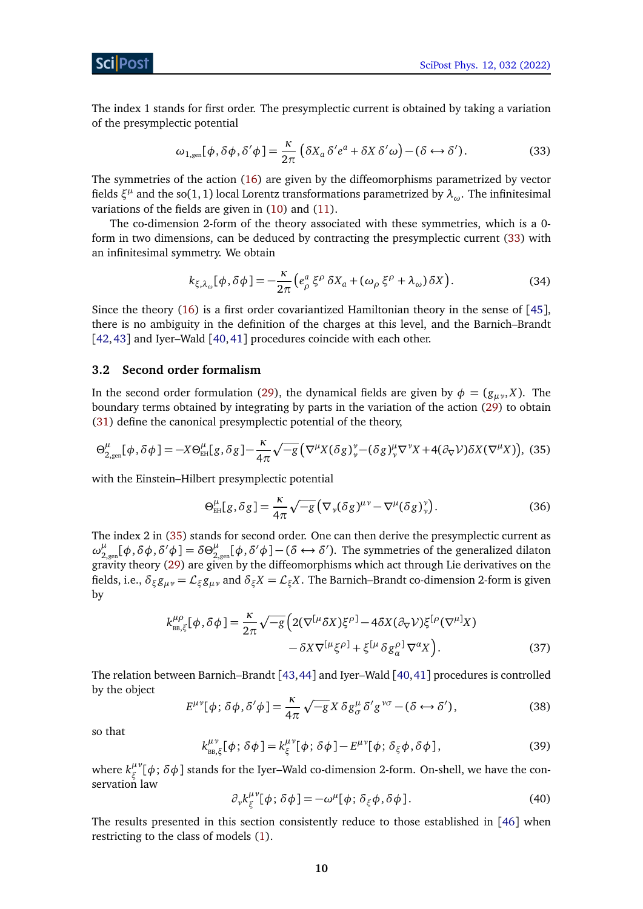The index 1 stands for first order. The presymplectic current is obtained by taking a variation of the presymplectic potential

$$\omega_{1,\text{gen}}[\phi,\delta\phi,\delta'\phi] = \frac{\kappa}{2\pi}\left(\delta X_a\,\delta' e^a + \delta X\,\delta'\omega\right) - (\delta \leftrightarrow \delta'). \tag{33}$$

The symmetries of the action (16) are given by the diffeomorphisms parametrized by vector fields $\xi^\mu$ and the so(1,1) local Lorentz transformations parametrized by $\lambda_\omega$. The infinitesimal variations of the fields are given in (10) and (11).

The co-dimension 2-form of the theory associated with these symmetries, which is a 0-form in two dimensions, can be deduced by contracting the presymplectic current (33) with an infinitesimal symmetry. We obtain

$$k_{\xi,\lambda_\omega}[\phi,\delta\phi] = -\frac{\kappa}{2\pi}\left(e^a_\rho\,\xi^\rho\,\delta X_a + (\omega_\rho\,\xi^\rho + \lambda_\omega)\,\delta X\right). \tag{34}$$

Since the theory (16) is a first order covariantized Hamiltonian theory in the sense of [45], there is no ambiguity in the definition of the charges at this level, and the Barnich–Brandt [42,43] and Iyer–Wald [40,41] procedures coincide with each other.

### 3.2 Second order formalism

In the second order formulation (29), the dynamical fields are given by $\phi = (g_{\mu\nu}, X)$. The boundary terms obtained by integrating by parts in the variation of the action (29) to obtain (31) define the canonical presymplectic potential of the theory,

$$\Theta^\mu_{2,\text{gen}}[\phi,\delta\phi] = -X\Theta^\mu_{\text{EH}}[g,\delta g] - \frac{\kappa}{4\pi}\sqrt{-g}\left(\nabla^\mu X(\delta g)^\nu_\nu - (\delta g)^\mu_\nu\nabla^\nu X + 4(\partial_\nabla\mathcal{V})\delta X(\nabla^\mu X)\right), \tag{35}$$

with the Einstein–Hilbert presymplectic potential

$$\Theta^\mu_{\text{EH}}[g,\delta g] = \frac{\kappa}{4\pi}\sqrt{-g}\left(\nabla_\nu(\delta g)^{\mu\nu} - \nabla^\mu(\delta g)^\nu_\nu\right). \tag{36}$$

The index 2 in (35) stands for second order. One can then derive the presymplectic current as $\omega^\mu_{2,\text{gen}}[\phi,\delta\phi,\delta'\phi] = \delta\Theta^\mu_{2,\text{gen}}[\phi,\delta'\phi] - (\delta \leftrightarrow \delta')$. The symmetries of the generalized dilaton gravity theory (29) are given by the diffeomorphisms which act through Lie derivatives on the fields, i.e., $\delta_\xi g_{\mu\nu} = \mathcal{L}_\xi g_{\mu\nu}$ and $\delta_\xi X = \mathcal{L}_\xi X$. The Barnich–Brandt co-dimension 2-form is given by

$$\begin{aligned} k^{\mu\rho}_{\text{BB},\xi}[\phi,\delta\phi] = \frac{\kappa}{2\pi}\sqrt{-g}\Big(&2(\nabla^{[\mu}\delta X)\xi^{\rho]} - 4\delta X(\partial_\nabla\mathcal{V})\xi^{[\rho}(\nabla^{\mu]}X) \\ &- \delta X\nabla^{[\mu}\xi^{\rho]} + \xi^{[\mu}\,\delta g^{\rho]}_\alpha\,\nabla^\alpha X\Big). \end{aligned} \tag{37}$$

The relation between Barnich–Brandt [43,44] and Iyer–Wald [40,41] procedures is controlled by the object

$$E^{\mu\nu}[\phi;\delta\phi,\delta'\phi] = \frac{\kappa}{4\pi}\sqrt{-g}\,X\,\delta g^\mu_\sigma\,\delta' g^{\nu\sigma} - (\delta \leftrightarrow \delta'), \tag{38}$$

so that

$$k^{\mu\nu}_{\text{BB},\xi}[\phi;\delta\phi] = k^{\mu\nu}_\xi[\phi;\delta\phi] - E^{\mu\nu}[\phi;\delta_\xi\phi,\delta\phi], \tag{39}$$

where $k^{\mu\nu}_\xi[\phi;\delta\phi]$ stands for the Iyer–Wald co-dimension 2-form. On-shell, we have the conservation law

$$\partial_\nu k^{\mu\nu}_\xi[\phi;\delta\phi] = -\omega^\mu[\phi;\delta_\xi\phi,\delta\phi]. \tag{40}$$

The results presented in this section consistently reduce to those established in [46] when restricting to the class of models (1).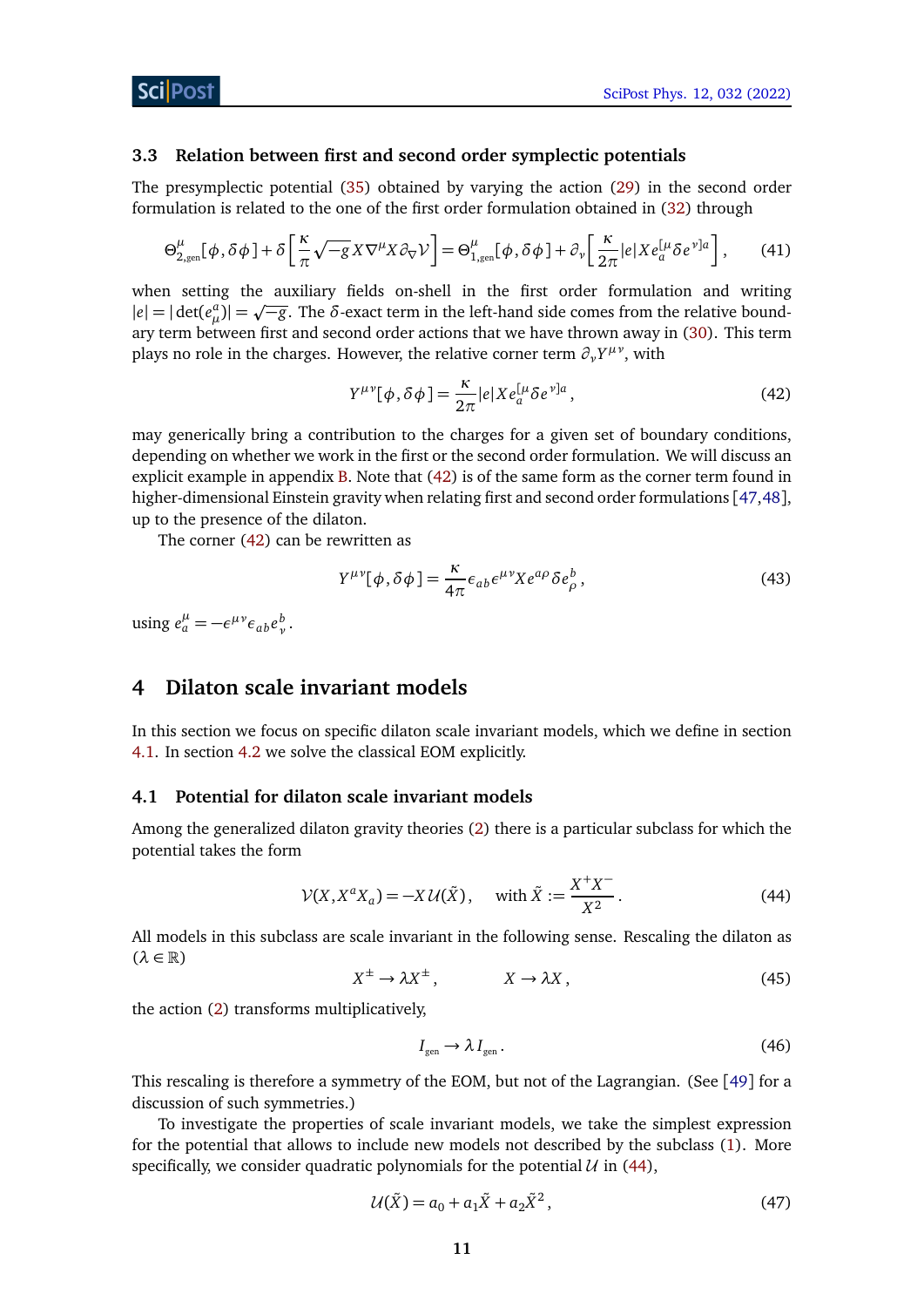### 3.3 Relation between first and second order symplectic potentials

The presymplectic potential (35) obtained by varying the action (29) in the second order formulation is related to the one of the first order formulation obtained in (32) through

$$\Theta^{\mu}_{2,\text{gen}}[\phi,\delta\phi] + \delta\left[\frac{\kappa}{\pi}\sqrt{-g}\,X\nabla^{\mu}X\partial_{\nabla}\mathcal{V}\right] = \Theta^{\mu}_{1,\text{gen}}[\phi,\delta\phi] + \partial_{\nu}\left[\frac{\kappa}{2\pi}|e|X e_a^{[\mu}\delta e^{\nu]a}\right], \tag{41}$$

when setting the auxiliary fields on-shell in the first order formulation and writing $|e| = |\det(e^a_\mu)| = \sqrt{-g}$. The $\delta$-exact term in the left-hand side comes from the relative boundary term between first and second order actions that we have thrown away in (30). This term plays no role in the charges. However, the relative corner term $\partial_\nu Y^{\mu\nu}$, with

$$Y^{\mu\nu}[\phi,\delta\phi] = \frac{\kappa}{2\pi}|e|X e_a^{[\mu}\delta e^{\nu]a}, \tag{42}$$

may generically bring a contribution to the charges for a given set of boundary conditions, depending on whether we work in the first or the second order formulation. We will discuss an explicit example in appendix B. Note that (42) is of the same form as the corner term found in higher-dimensional Einstein gravity when relating first and second order formulations [47,48], up to the presence of the dilaton.

The corner (42) can be rewritten as

$$Y^{\mu\nu}[\phi,\delta\phi] = \frac{\kappa}{4\pi}\epsilon_{ab}\epsilon^{\mu\nu}X e^{a\rho}\delta e^b_\rho, \tag{43}$$

using $e^\mu_a = -\epsilon^{\mu\nu}\epsilon_{ab}e^b_\nu$.

## 4 Dilaton scale invariant models

In this section we focus on specific dilaton scale invariant models, which we define in section 4.1. In section 4.2 we solve the classical EOM explicitly.

### 4.1 Potential for dilaton scale invariant models

Among the generalized dilaton gravity theories (2) there is a particular subclass for which the potential takes the form

$$\mathcal{V}(X, X^a X_a) = -X\,\mathcal{U}(\tilde{X}), \qquad \text{with } \tilde{X} := \frac{X^+X^-}{X^2}. \tag{44}$$

All models in this subclass are scale invariant in the following sense. Rescaling the dilaton as ($\lambda \in \mathbb{R}$)

$$X^\pm \to \lambda X^\pm, \qquad\qquad X \to \lambda X, \tag{45}$$

the action (2) transforms multiplicatively,

$$I_{\text{gen}} \to \lambda\, I_{\text{gen}}. \tag{46}$$

This rescaling is therefore a symmetry of the EOM, but not of the Lagrangian. (See [49] for a discussion of such symmetries.)

To investigate the properties of scale invariant models, we take the simplest expression for the potential that allows to include new models not described by the subclass (1). More specifically, we consider quadratic polynomials for the potential $\mathcal{U}$ in (44),

$$\mathcal{U}(\tilde{X}) = a_0 + a_1\tilde{X} + a_2\tilde{X}^2, \tag{47}$$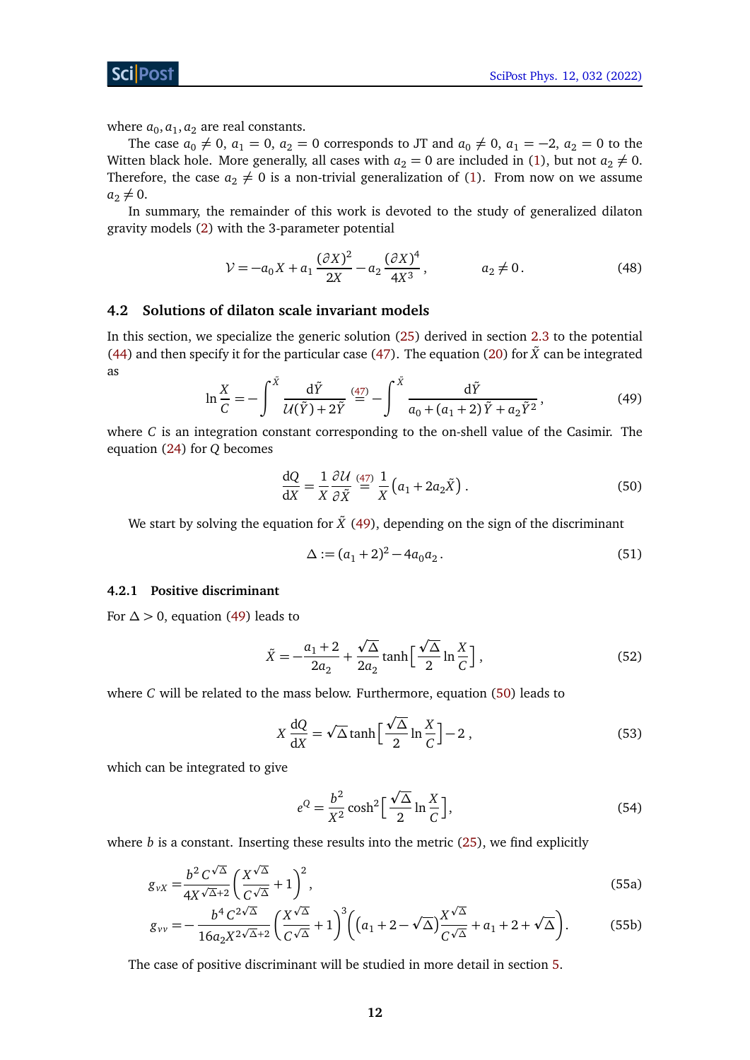where $a_0, a_1, a_2$ are real constants.

The case $a_0 \neq 0$, $a_1 = 0$, $a_2 = 0$ corresponds to JT and $a_0 \neq 0$, $a_1 = -2$, $a_2 = 0$ to the Witten black hole. More generally, all cases with $a_2 = 0$ are included in (1), but not $a_2 \neq 0$. Therefore, the case $a_2 \neq 0$ is a non-trivial generalization of (1). From now on we assume $a_2 \neq 0$.

In summary, the remainder of this work is devoted to the study of generalized dilaton gravity models (2) with the 3-parameter potential

$$\mathcal{V} = -a_0 X + a_1 \frac{(\partial X)^2}{2X} - a_2 \frac{(\partial X)^4}{4X^3}\,, \qquad a_2 \neq 0\,. \tag{48}$$

## 4.2 Solutions of dilaton scale invariant models

In this section, we specialize the generic solution (25) derived in section 2.3 to the potential (44) and then specify it for the particular case (47). The equation (20) for $\tilde{X}$ can be integrated as

$$\ln\frac{X}{C} = -\int^{\tilde{X}} \frac{\mathrm{d}\tilde{Y}}{\mathcal{U}(\tilde{Y}) + 2\tilde{Y}} \overset{(47)}{=} -\int^{\tilde{X}} \frac{\mathrm{d}\tilde{Y}}{a_0 + (a_1+2)\tilde{Y} + a_2\tilde{Y}^2}\,, \tag{49}$$

where $C$ is an integration constant corresponding to the on-shell value of the Casimir. The equation (24) for $Q$ becomes

$$\frac{\mathrm{d}Q}{\mathrm{d}X} = \frac{1}{X}\frac{\partial \mathcal{U}}{\partial \tilde{X}} \overset{(47)}{=} \frac{1}{X}\left(a_1 + 2a_2\tilde{X}\right). \tag{50}$$

We start by solving the equation for $\tilde{X}$ (49), depending on the sign of the discriminant

$$\Delta := (a_1+2)^2 - 4a_0 a_2\,. \tag{51}$$

### 4.2.1 Positive discriminant

For $\Delta > 0$, equation (49) leads to

$$\tilde{X} = -\frac{a_1+2}{2a_2} + \frac{\sqrt{\Delta}}{2a_2}\tanh\left[\frac{\sqrt{\Delta}}{2}\ln\frac{X}{C}\right], \tag{52}$$

where $C$ will be related to the mass below. Furthermore, equation (50) leads to

$$X\,\frac{\mathrm{d}Q}{\mathrm{d}X} = \sqrt{\Delta}\tanh\left[\frac{\sqrt{\Delta}}{2}\ln\frac{X}{C}\right] - 2\,, \tag{53}$$

which can be integrated to give

$$e^Q = \frac{b^2}{X^2}\cosh^2\left[\frac{\sqrt{\Delta}}{2}\ln\frac{X}{C}\right], \tag{54}$$

where $b$ is a constant. Inserting these results into the metric (25), we find explicitly

$$g_{vX} = \frac{b^2\,C^{\sqrt{\Delta}}}{4X^{\sqrt{\Delta}+2}}\left(\frac{X^{\sqrt{\Delta}}}{C^{\sqrt{\Delta}}} + 1\right)^2, \tag{55a}$$

$$g_{vv} = -\frac{b^4\,C^{2\sqrt{\Delta}}}{16a_2 X^{2\sqrt{\Delta}+2}}\left(\frac{X^{\sqrt{\Delta}}}{C^{\sqrt{\Delta}}} + 1\right)^3\left(\left(a_1 + 2 - \sqrt{\Delta}\right)\frac{X^{\sqrt{\Delta}}}{C^{\sqrt{\Delta}}} + a_1 + 2 + \sqrt{\Delta}\right). \tag{55b}$$

The case of positive discriminant will be studied in more detail in section 5.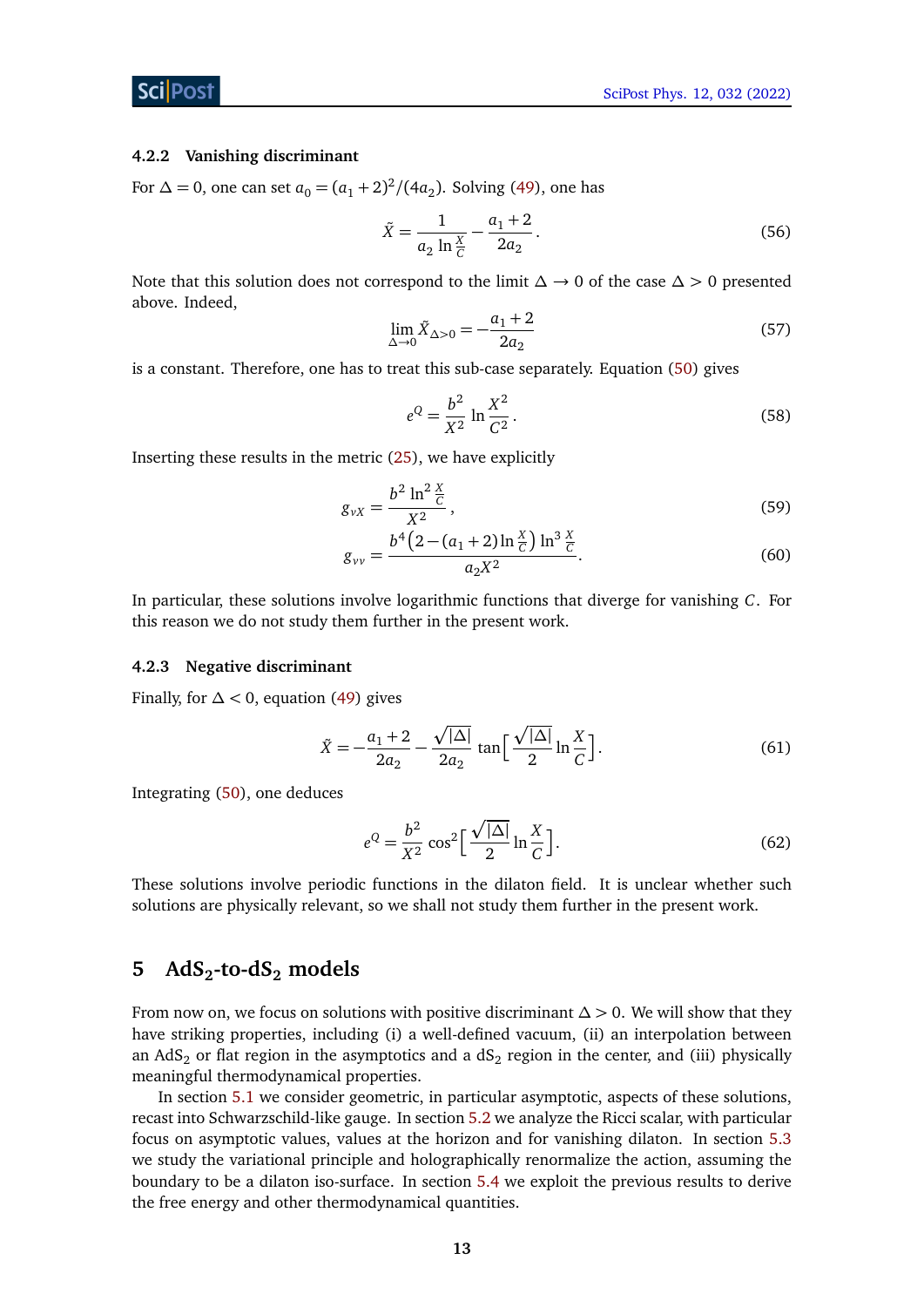### 4.2.2 Vanishing discriminant

For $\Delta = 0$, one can set $a_0 = (a_1+2)^2/(4a_2)$. Solving (49), one has

$$\tilde{X} = \frac{1}{a_2 \ln \frac{X}{C}} - \frac{a_1+2}{2a_2}. \tag{56}$$

Note that this solution does not correspond to the limit $\Delta \to 0$ of the case $\Delta > 0$ presented above. Indeed,

$$\lim_{\Delta \to 0} \tilde{X}_{\Delta > 0} = -\frac{a_1+2}{2a_2} \tag{57}$$

is a constant. Therefore, one has to treat this sub-case separately. Equation (50) gives

$$e^Q = \frac{b^2}{X^2} \ln \frac{X^2}{C^2}. \tag{58}$$

Inserting these results in the metric (25), we have explicitly

$$g_{vX} = \frac{b^2 \ln^2 \frac{X}{C}}{X^2}, \tag{59}$$

$$g_{vv} = \frac{b^4 \left(2 - (a_1+2) \ln \frac{X}{C}\right) \ln^3 \frac{X}{C}}{a_2 X^2}. \tag{60}$$

In particular, these solutions involve logarithmic functions that diverge for vanishing $C$. For this reason we do not study them further in the present work.

### 4.2.3 Negative discriminant

Finally, for $\Delta < 0$, equation (49) gives

$$\tilde{X} = -\frac{a_1+2}{2a_2} - \frac{\sqrt{|\Delta|}}{2a_2} \tan\left[\frac{\sqrt{|\Delta|}}{2} \ln \frac{X}{C}\right]. \tag{61}$$

Integrating (50), one deduces

$$e^Q = \frac{b^2}{X^2} \cos^2\left[\frac{\sqrt{|\Delta|}}{2} \ln \frac{X}{C}\right]. \tag{62}$$

These solutions involve periodic functions in the dilaton field. It is unclear whether such solutions are physically relevant, so we shall not study them further in the present work.

## 5 AdS$_2$-to-dS$_2$ models

From now on, we focus on solutions with positive discriminant $\Delta > 0$. We will show that they have striking properties, including (i) a well-defined vacuum, (ii) an interpolation between an AdS$_2$ or flat region in the asymptotics and a dS$_2$ region in the center, and (iii) physically meaningful thermodynamical properties.

In section 5.1 we consider geometric, in particular asymptotic, aspects of these solutions, recast into Schwarzschild-like gauge. In section 5.2 we analyze the Ricci scalar, with particular focus on asymptotic values, values at the horizon and for vanishing dilaton. In section 5.3 we study the variational principle and holographically renormalize the action, assuming the boundary to be a dilaton iso-surface. In section 5.4 we exploit the previous results to derive the free energy and other thermodynamical quantities.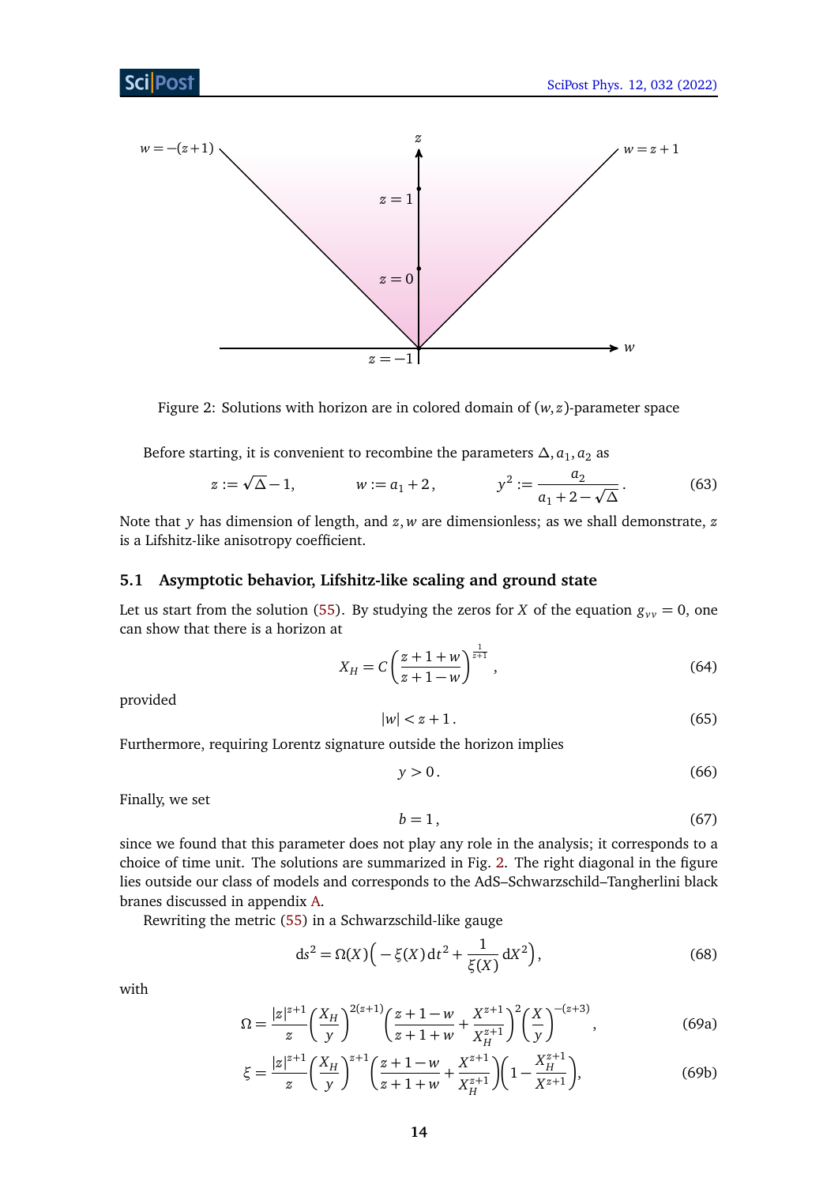Figure 2: Solutions with horizon are in colored domain of $(w,z)$-parameter space

Before starting, it is convenient to recombine the parameters $\Delta, a_1, a_2$ as

$$z := \sqrt{\Delta} - 1, \qquad w := a_1 + 2, \qquad y^2 := \frac{a_2}{a_1 + 2 - \sqrt{\Delta}}. \tag{63}$$

Note that $y$ has dimension of length, and $z, w$ are dimensionless; as we shall demonstrate, $z$ is a Lifshitz-like anisotropy coefficient.

### 5.1 Asymptotic behavior, Lifshitz-like scaling and ground state

Let us start from the solution (55). By studying the zeros for $X$ of the equation $g_{vv} = 0$, one can show that there is a horizon at

$$X_H = C \left( \frac{z+1+w}{z+1-w} \right)^{\frac{1}{z+1}}, \tag{64}$$

provided

$$|w| < z + 1. \tag{65}$$

Furthermore, requiring Lorentz signature outside the horizon implies

$$y > 0. \tag{66}$$

Finally, we set

$$b = 1, \tag{67}$$

since we found that this parameter does not play any role in the analysis; it corresponds to a choice of time unit. The solutions are summarized in Fig. 2. The right diagonal in the figure lies outside our class of models and corresponds to the AdS–Schwarzschild–Tangherlini black branes discussed in appendix A.

Rewriting the metric (55) in a Schwarzschild-like gauge

$$\mathrm{d}s^2 = \Omega(X) \Big( -\xi(X)\, \mathrm{d}t^2 + \frac{1}{\xi(X)} \mathrm{d}X^2 \Big), \tag{68}$$

with

$$\Omega = \frac{|z|^{z+1}}{z} \left( \frac{X_H}{y} \right)^{2(z+1)} \left( \frac{z+1-w}{z+1+w} + \frac{X^{z+1}}{X_H^{z+1}} \right)^2 \left( \frac{X}{y} \right)^{-(z+3)}, \tag{69a}$$

$$\xi = \frac{|z|^{z+1}}{z} \left( \frac{X_H}{y} \right)^{z+1} \left( \frac{z+1-w}{z+1+w} + \frac{X^{z+1}}{X_H^{z+1}} \right) \left( 1 - \frac{X_H^{z+1}}{X^{z+1}} \right), \tag{69b}$$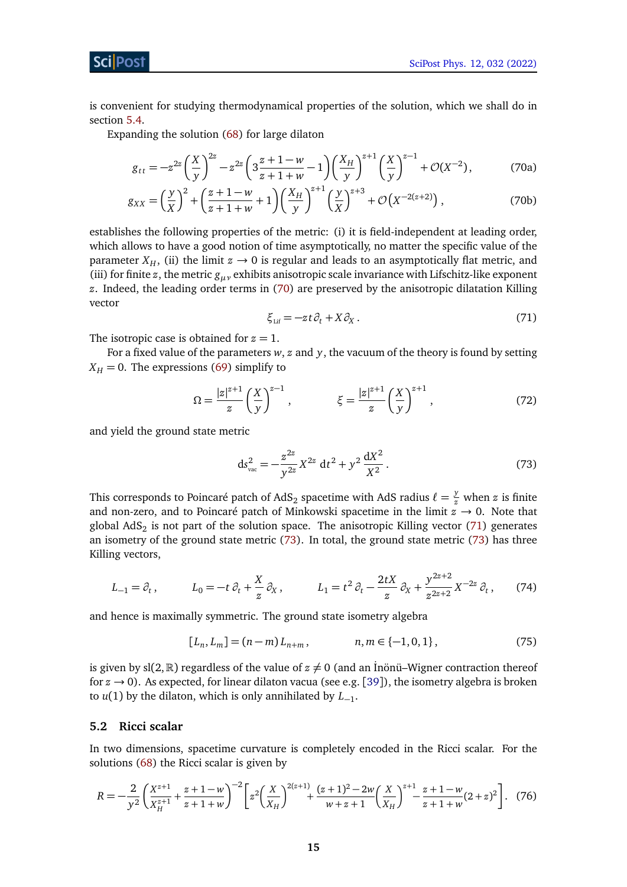is convenient for studying thermodynamical properties of the solution, which we shall do in section 5.4.

Expanding the solution (68) for large dilaton

$$g_{tt} = -z^{2z}\left(\frac{X}{y}\right)^{2z} - z^{2z}\left(3\frac{z+1-w}{z+1+w}-1\right)\left(\frac{X_H}{y}\right)^{z+1}\left(\frac{X}{y}\right)^{z-1} + \mathcal{O}(X^{-2})\,, \tag{70a}$$

$$g_{XX} = \left(\frac{y}{X}\right)^{2} + \left(\frac{z+1-w}{z+1+w}+1\right)\left(\frac{X_H}{y}\right)^{z+1}\left(\frac{y}{X}\right)^{z+3} + \mathcal{O}\left(X^{-2(z+2)}\right)\,, \tag{70b}$$

establishes the following properties of the metric: (i) it is field-independent at leading order, which allows to have a good notion of time asymptotically, no matter the specific value of the parameter $X_H$, (ii) the limit $z \to 0$ is regular and leads to an asymptotically flat metric, and (iii) for finite $z$, the metric $g_{\mu\nu}$ exhibits anisotropic scale invariance with Lifschitz-like exponent $z$. Indeed, the leading order terms in (70) are preserved by the anisotropic dilatation Killing vector

$$\xi_{\text{Lif}} = -z t\,\partial_t + X\,\partial_X\,. \tag{71}$$

The isotropic case is obtained for $z = 1$.

For a fixed value of the parameters $w$, $z$ and $y$, the vacuum of the theory is found by setting $X_H = 0$. The expressions (69) simplify to

$$\Omega = \frac{|z|^{z+1}}{z}\left(\frac{X}{y}\right)^{z-1}\,, \qquad\qquad \xi = \frac{|z|^{z+1}}{z}\left(\frac{X}{y}\right)^{z+1}\,, \tag{72}$$

and yield the ground state metric

$$\mathrm{d}s^2_{\text{vac}} = -\frac{z^{2z}}{y^{2z}}X^{2z}\,\mathrm{d}t^2 + y^2\,\frac{\mathrm{d}X^2}{X^2}\,. \tag{73}$$

This corresponds to Poincaré patch of $AdS_2$ spacetime with AdS radius $\ell = \frac{y}{z}$ when $z$ is finite and non-zero, and to Poincaré patch of Minkowski spacetime in the limit $z \to 0$. Note that global $AdS_2$ is not part of the solution space. The anisotropic Killing vector (71) generates an isometry of the ground state metric (73). In total, the ground state metric (73) has three Killing vectors,

$$L_{-1} = \partial_t\,, \qquad L_0 = -t\,\partial_t + \frac{X}{z}\,\partial_X\,, \qquad L_1 = t^2\,\partial_t - \frac{2tX}{z}\,\partial_X + \frac{y^{2z+2}}{z^{2z+2}}X^{-2z}\,\partial_t\,, \tag{74}$$

and hence is maximally symmetric. The ground state isometry algebra

$$[L_n, L_m] = (n-m)\,L_{n+m}\,, \qquad\qquad n, m \in \{-1, 0, 1\}\,, \tag{75}$$

is given by $sl(2,\mathbb{R})$ regardless of the value of $z \neq 0$ (and an İnönü–Wigner contraction thereof for $z \to 0$). As expected, for linear dilaton vacua (see e.g. [39]), the isometry algebra is broken to $u(1)$ by the dilaton, which is only annihilated by $L_{-1}$.

## 5.2 Ricci scalar

In two dimensions, spacetime curvature is completely encoded in the Ricci scalar. For the solutions (68) the Ricci scalar is given by

$$R = -\frac{2}{y^2}\left(\frac{X^{z+1}}{X_H^{z+1}} + \frac{z+1-w}{z+1+w}\right)^{-2}\left[z^2\left(\frac{X}{X_H}\right)^{2(z+1)} + \frac{(z+1)^2-2w}{w+z+1}\left(\frac{X}{X_H}\right)^{z+1} - \frac{z+1-w}{z+1+w}(2+z)^2\right]. \tag{76}$$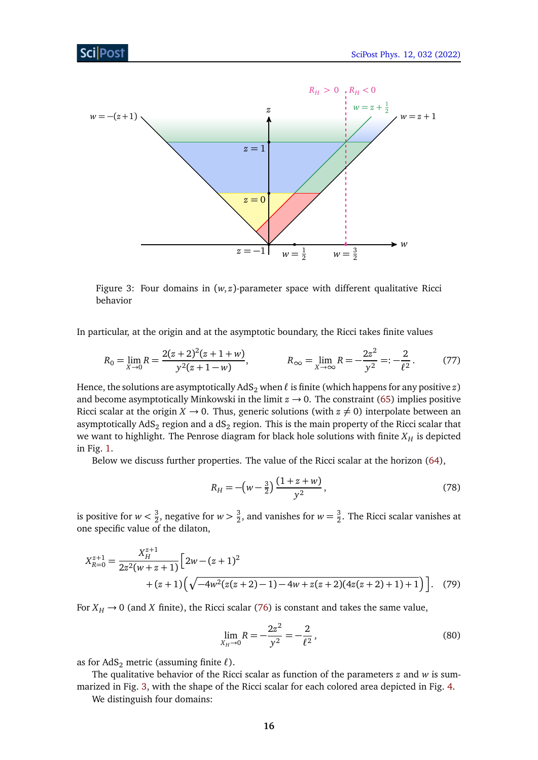Figure 3: Four domains in $(w, z)$-parameter space with different qualitative Ricci behavior

In particular, at the origin and at the asymptotic boundary, the Ricci takes finite values

$$R_0 = \lim_{X\to 0} R = \frac{2(z+2)^2(z+1+w)}{y^2(z+1-w)}, \qquad R_\infty = \lim_{X\to\infty} R = -\frac{2z^2}{y^2} =: -\frac{2}{\ell^2}. \tag{77}$$

Hence, the solutions are asymptotically $AdS_2$ when $\ell$ is finite (which happens for any positive $z$) and become asymptotically Minkowski in the limit $z \to 0$. The constraint (65) implies positive Ricci scalar at the origin $X \to 0$. Thus, generic solutions (with $z \neq 0$) interpolate between an asymptotically $AdS_2$ region and a $dS_2$ region. This is the main property of the Ricci scalar that we want to highlight. The Penrose diagram for black hole solutions with finite $X_H$ is depicted in Fig. 1.

Below we discuss further properties. The value of the Ricci scalar at the horizon (64),

$$R_H = -\left(w - \tfrac{3}{2}\right)\frac{(1+z+w)}{y^2}, \tag{78}$$

is positive for $w < \frac{3}{2}$, negative for $w > \frac{3}{2}$, and vanishes for $w = \frac{3}{2}$. The Ricci scalar vanishes at one specific value of the dilaton,

$$X_{R=0}^{z+1} = \frac{X_H^{z+1}}{2z^2(w+z+1)}\Big[2w-(z+1)^2 + (z+1)\Big(\sqrt{-4w^2(z(z+2)-1)-4w+z(z+2)(4z(z+2)+1)+1}\Big)\Big]. \tag{79}$$

For $X_H \to 0$ (and $X$ finite), the Ricci scalar (76) is constant and takes the same value,

$$\lim_{X_H\to 0} R = -\frac{2z^2}{y^2} = -\frac{2}{\ell^2}, \tag{80}$$

as for $AdS_2$ metric (assuming finite $\ell$).

The qualitative behavior of the Ricci scalar as function of the parameters $z$ and $w$ is summarized in Fig. 3, with the shape of the Ricci scalar for each colored area depicted in Fig. 4.

We distinguish four domains: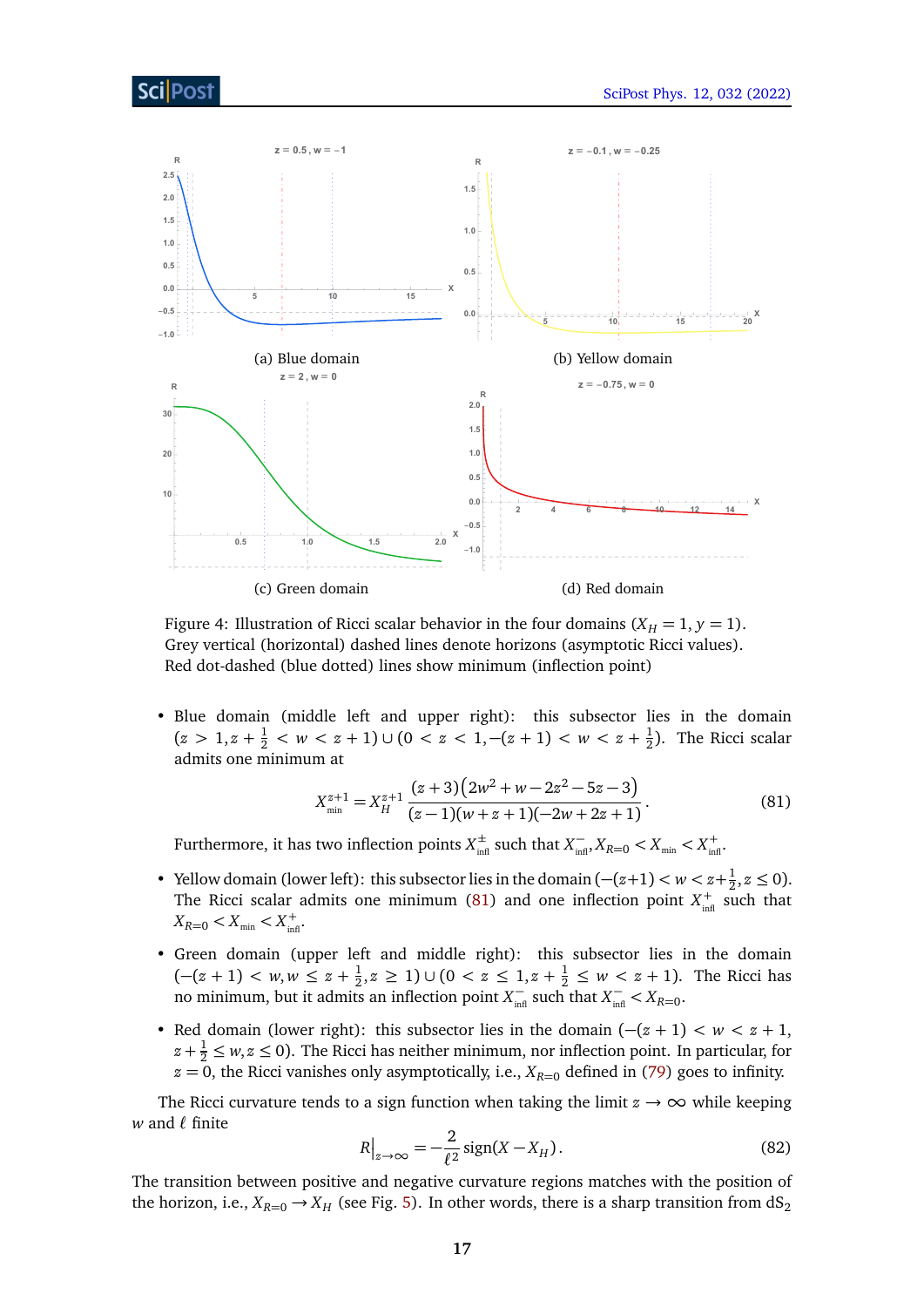(a) Blue domain

(b) Yellow domain

(c) Green domain

(d) Red domain

Figure 4: Illustration of Ricci scalar behavior in the four domains ($X_H = 1, y = 1$). Grey vertical (horizontal) dashed lines denote horizons (asymptotic Ricci values). Red dot-dashed (blue dotted) lines show minimum (inflection point)

- Blue domain (middle left and upper right): this subsector lies in the domain $(z > 1, z + \frac{1}{2} < w < z + 1) \cup (0 < z < 1, -(z+1) < w < z + \frac{1}{2})$. The Ricci scalar admits one minimum at

$$X_{\rm min}^{z+1} = X_H^{z+1} \frac{(z+3)\left(2w^2 + w - 2z^2 - 5z - 3\right)}{(z-1)(w+z+1)(-2w+2z+1)} . \tag{81}$$

  Furthermore, it has two inflection points $X_{\rm infl}^{\pm}$ such that $X_{\rm infl}^{-}, X_{R=0} < X_{\rm min} < X_{\rm infl}^{+}$.

- Yellow domain (lower left): this subsector lies in the domain $(-(z+1) < w < z + \frac{1}{2}, z \leq 0)$. The Ricci scalar admits one minimum (81) and one inflection point $X_{\rm infl}^{+}$ such that $X_{R=0} < X_{\rm min} < X_{\rm infl}^{+}$.

- Green domain (upper left and middle right): this subsector lies in the domain $(-(z+1) < w, w \leq z + \frac{1}{2}, z \geq 1) \cup (0 < z \leq 1, z + \frac{1}{2} \leq w < z + 1)$. The Ricci has no minimum, but it admits an inflection point $X_{\rm infl}^{-}$ such that $X_{\rm infl}^{-} < X_{R=0}$.

- Red domain (lower right): this subsector lies in the domain $(-(z+1) < w < z + 1, z + \frac{1}{2} \leq w, z \leq 0)$. The Ricci has neither minimum, nor inflection point. In particular, for $z = 0$, the Ricci vanishes only asymptotically, i.e., $X_{R=0}$ defined in (79) goes to infinity.

The Ricci curvature tends to a sign function when taking the limit $z \to \infty$ while keeping $w$ and $\ell$ finite

$$R\Big|_{z\to\infty} = -\frac{2}{\ell^2}\,\text{sign}(X - X_H) . \tag{82}$$

The transition between positive and negative curvature regions matches with the position of the horizon, i.e., $X_{R=0} \to X_H$ (see Fig. 5). In other words, there is a sharp transition from $\text{dS}_2$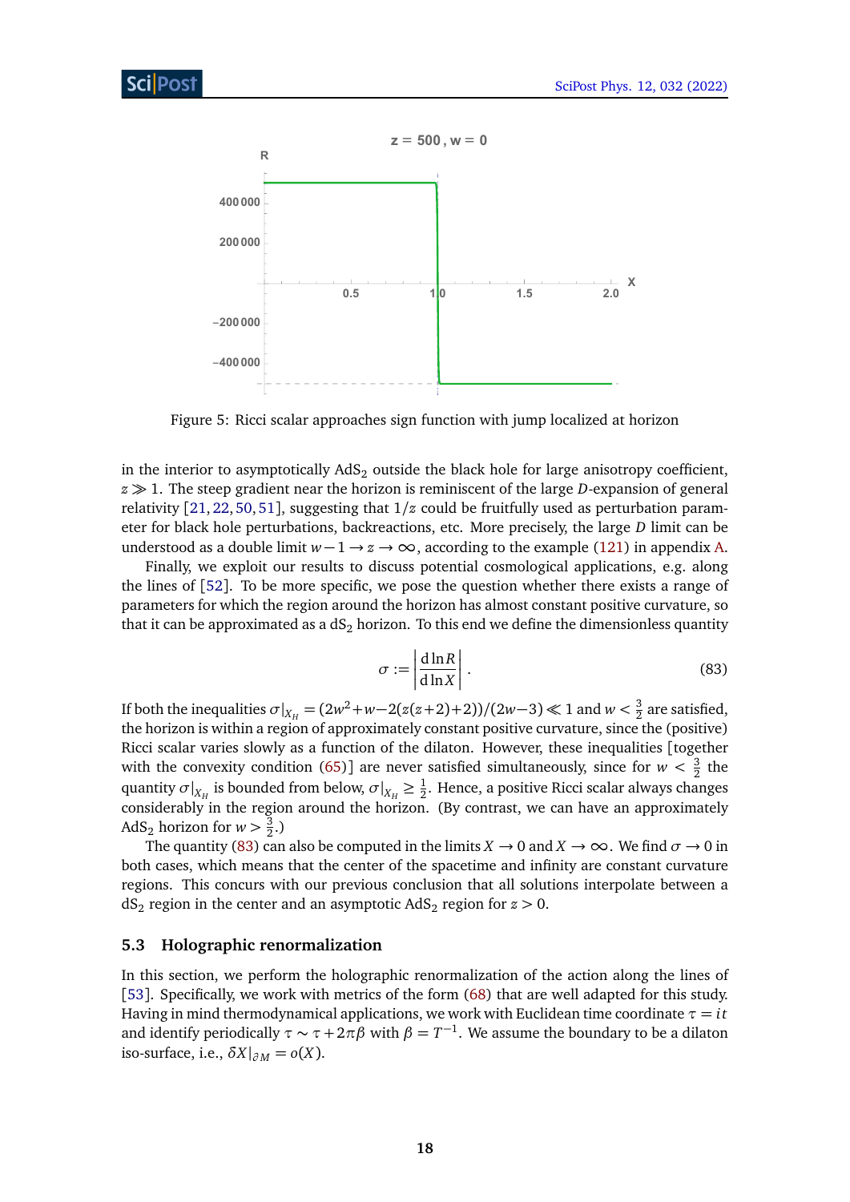Figure 5: Ricci scalar approaches sign function with jump localized at horizon

in the interior to asymptotically AdS$_2$ outside the black hole for large anisotropy coefficient, $z \gg 1$. The steep gradient near the horizon is reminiscent of the large $D$-expansion of general relativity [21, 22, 50, 51], suggesting that $1/z$ could be fruitfully used as perturbation parameter for black hole perturbations, backreactions, etc. More precisely, the large $D$ limit can be understood as a double limit $w - 1 \to z \to \infty$, according to the example (121) in appendix A.

Finally, we exploit our results to discuss potential cosmological applications, e.g. along the lines of [52]. To be more specific, we pose the question whether there exists a range of parameters for which the region around the horizon has almost constant positive curvature, so that it can be approximated as a dS$_2$ horizon. To this end we define the dimensionless quantity

$$\sigma := \left| \frac{\mathrm{d} \ln R}{\mathrm{d} \ln X} \right| . \tag{83}$$

If both the inequalities $\sigma|_{X_H} = (2w^2 + w - 2(z(z+2)+2))/(2w-3) \ll 1$ and $w < \frac{3}{2}$ are satisfied, the horizon is within a region of approximately constant positive curvature, since the (positive) Ricci scalar varies slowly as a function of the dilaton. However, these inequalities [together with the convexity condition (65)] are never satisfied simultaneously, since for $w < \frac{3}{2}$ the quantity $\sigma|_{X_H}$ is bounded from below, $\sigma|_{X_H} \geq \frac{1}{2}$. Hence, a positive Ricci scalar always changes considerably in the region around the horizon. (By contrast, we can have an approximately AdS$_2$ horizon for $w > \frac{3}{2}$.)

The quantity (83) can also be computed in the limits $X \to 0$ and $X \to \infty$. We find $\sigma \to 0$ in both cases, which means that the center of the spacetime and infinity are constant curvature regions. This concurs with our previous conclusion that all solutions interpolate between a dS$_2$ region in the center and an asymptotic AdS$_2$ region for $z > 0$.

### 5.3 Holographic renormalization

In this section, we perform the holographic renormalization of the action along the lines of [53]. Specifically, we work with metrics of the form (68) that are well adapted for this study. Having in mind thermodynamical applications, we work with Euclidean time coordinate $\tau = it$ and identify periodically $\tau \sim \tau + 2\pi\beta$ with $\beta = T^{-1}$. We assume the boundary to be a dilaton iso-surface, i.e., $\delta X|_{\partial M} = o(X)$.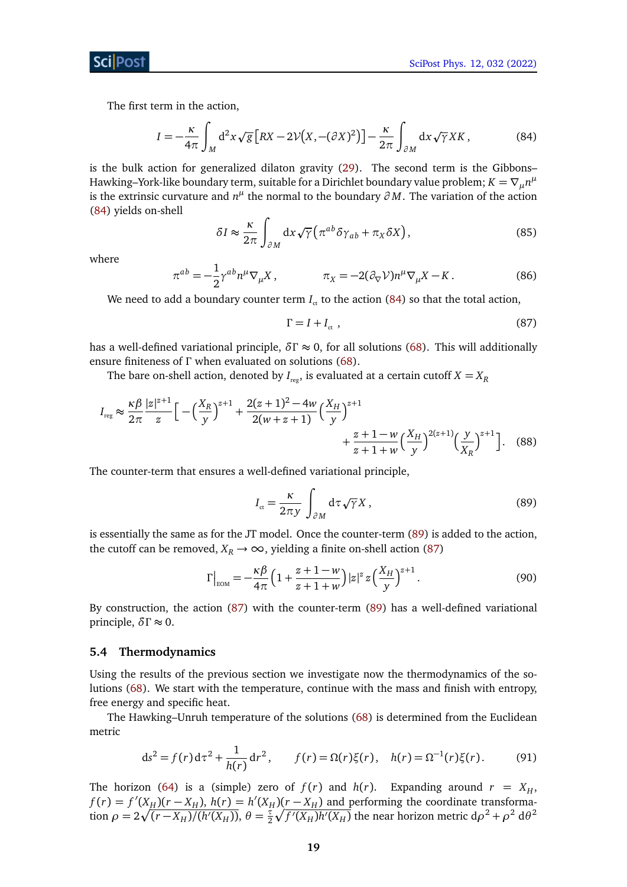The first term in the action,

$$I = -\frac{\kappa}{4\pi}\int_M \mathrm{d}^2x\sqrt{g}\big[RX - 2\mathcal{V}\big(X, -(\partial X)^2\big)\big] - \frac{\kappa}{2\pi}\int_{\partial M}\mathrm{d}x\sqrt{\gamma}\,XK\,, \tag{84}$$

is the bulk action for generalized dilaton gravity (29). The second term is the Gibbons–Hawking–York-like boundary term, suitable for a Dirichlet boundary value problem; $K = \nabla_\mu n^\mu$ is the extrinsic curvature and $n^\mu$ the normal to the boundary $\partial M$. The variation of the action (84) yields on-shell

$$\delta I \approx \frac{\kappa}{2\pi}\int_{\partial M}\mathrm{d}x\sqrt{\gamma}\big(\pi^{ab}\delta\gamma_{ab} + \pi_X\delta X\big)\,, \tag{85}$$

where

$$\pi^{ab} = -\frac{1}{2}\gamma^{ab}n^\mu\nabla_\mu X\,, \qquad \pi_X = -2(\partial_\nabla\mathcal{V})n^\mu\nabla_\mu X - K\,. \tag{86}$$

We need to add a boundary counter term $I_{\text{ct}}$ to the action (84) so that the total action,

$$\Gamma = I + I_{\text{ct}}\,, \tag{87}$$

has a well-defined variational principle, $\delta\Gamma \approx 0$, for all solutions (68). This will additionally ensure finiteness of $\Gamma$ when evaluated on solutions (68).

The bare on-shell action, denoted by $I_{\text{reg}}$, is evaluated at a certain cutoff $X = X_R$

$$I_{\text{reg}} \approx \frac{\kappa\beta}{2\pi}\frac{|z|^{z+1}}{z}\Big[-\Big(\frac{X_R}{y}\Big)^{z+1} + \frac{2(z+1)^2 - 4w}{2(w+z+1)}\Big(\frac{X_H}{y}\Big)^{z+1} + \frac{z+1-w}{z+1+w}\Big(\frac{X_H}{y}\Big)^{2(z+1)}\Big(\frac{y}{X_R}\Big)^{z+1}\Big]. \tag{88}$$

The counter-term that ensures a well-defined variational principle,

$$I_{\text{ct}} = \frac{\kappa}{2\pi y}\int_{\partial M}\mathrm{d}\tau\sqrt{\gamma}\,X\,, \tag{89}$$

is essentially the same as for the JT model. Once the counter-term (89) is added to the action, the cutoff can be removed, $X_R \to \infty$, yielding a finite on-shell action (87)

$$\Gamma\big|_{\text{EOM}} = -\frac{\kappa\beta}{4\pi}\Big(1 + \frac{z+1-w}{z+1+w}\Big)|z|^z\,z\Big(\frac{X_H}{y}\Big)^{z+1}. \tag{90}$$

By construction, the action (87) with the counter-term (89) has a well-defined variational principle, $\delta\Gamma \approx 0$.

### 5.4 Thermodynamics

Using the results of the previous section we investigate now the thermodynamics of the solutions (68). We start with the temperature, continue with the mass and finish with entropy, free energy and specific heat.

The Hawking–Unruh temperature of the solutions (68) is determined from the Euclidean metric

$$\mathrm{d}s^2 = f(r)\,\mathrm{d}\tau^2 + \frac{1}{h(r)}\mathrm{d}r^2\,, \qquad f(r) = \Omega(r)\xi(r)\,, \quad h(r) = \Omega^{-1}(r)\xi(r)\,. \tag{91}$$

The horizon (64) is a (simple) zero of $f(r)$ and $h(r)$. Expanding around $r = X_H$, $f(r) = f'(X_H)(r - X_H)$, $h(r) = h'(X_H)(r - X_H)$ and performing the coordinate transformation $\rho = 2\sqrt{(r - X_H)/(h'(X_H))}$, $\theta = \frac{\tau}{2}\sqrt{f'(X_H)h'(X_H)}$ the near horizon metric $\mathrm{d}\rho^2 + \rho^2\,\mathrm{d}\theta^2$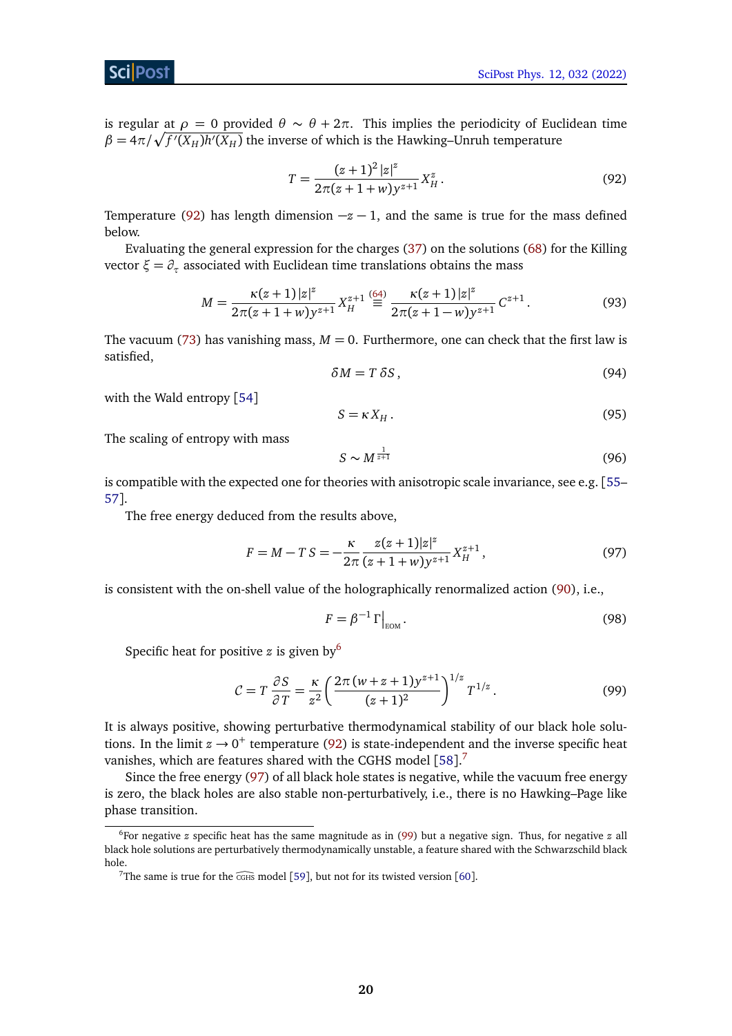is regular at $\rho = 0$ provided $\theta \sim \theta + 2\pi$. This implies the periodicity of Euclidean time $\beta = 4\pi/\sqrt{f'(X_H)h'(X_H)}$ the inverse of which is the Hawking–Unruh temperature

$$T = \frac{(z+1)^2\,|z|^z}{2\pi(z+1+w)y^{z+1}}\,X_H^z\,. \tag{92}$$

Temperature (92) has length dimension $-z-1$, and the same is true for the mass defined below.

Evaluating the general expression for the charges (37) on the solutions (68) for the Killing vector $\xi = \partial_\tau$ associated with Euclidean time translations obtains the mass

$$M = \frac{\kappa(z+1)\,|z|^z}{2\pi(z+1+w)y^{z+1}}\,X_H^{z+1} \overset{(64)}{\equiv} \frac{\kappa(z+1)\,|z|^z}{2\pi(z+1-w)y^{z+1}}\,C^{z+1}\,. \tag{93}$$

The vacuum (73) has vanishing mass, $M = 0$. Furthermore, one can check that the first law is satisfied,

$$\delta M = T\,\delta S\,, \tag{94}$$

with the Wald entropy [54]

$$S = \kappa X_H\,. \tag{95}$$

The scaling of entropy with mass

$$S \sim M^{\frac{1}{z+1}} \tag{96}$$

is compatible with the expected one for theories with anisotropic scale invariance, see e.g. [55–57].

The free energy deduced from the results above,

$$F = M - T\,S = -\frac{\kappa}{2\pi}\,\frac{z(z+1)|z|^z}{(z+1+w)y^{z+1}}\,X_H^{z+1}\,, \tag{97}$$

is consistent with the on-shell value of the holographically renormalized action (90), i.e.,

$$F = \beta^{-1}\,\Gamma\big|_{\text{EOM}}\,. \tag{98}$$

Specific heat for positive $z$ is given by[6]

$$C = T\,\frac{\partial S}{\partial T} = \frac{\kappa}{z^2}\left(\frac{2\pi\,(w+z+1)y^{z+1}}{(z+1)^2}\right)^{1/z} T^{1/z}\,. \tag{99}$$

It is always positive, showing perturbative thermodynamical stability of our black hole solutions. In the limit $z \to 0^+$ temperature (92) is state-independent and the inverse specific heat vanishes, which are features shared with the CGHS model [58].[7]

Since the free energy (97) of all black hole states is negative, while the vacuum free energy is zero, the black holes are also stable non-perturbatively, i.e., there is no Hawking–Page like phase transition.

---

[6] For negative $z$ specific heat has the same magnitude as in (99) but a negative sign. Thus, for negative $z$ all black hole solutions are perturbatively thermodynamically unstable, a feature shared with the Schwarzschild black hole.

[7] The same is true for the $\widehat{\text{CGHS}}$ model [59], but not for its twisted version [60].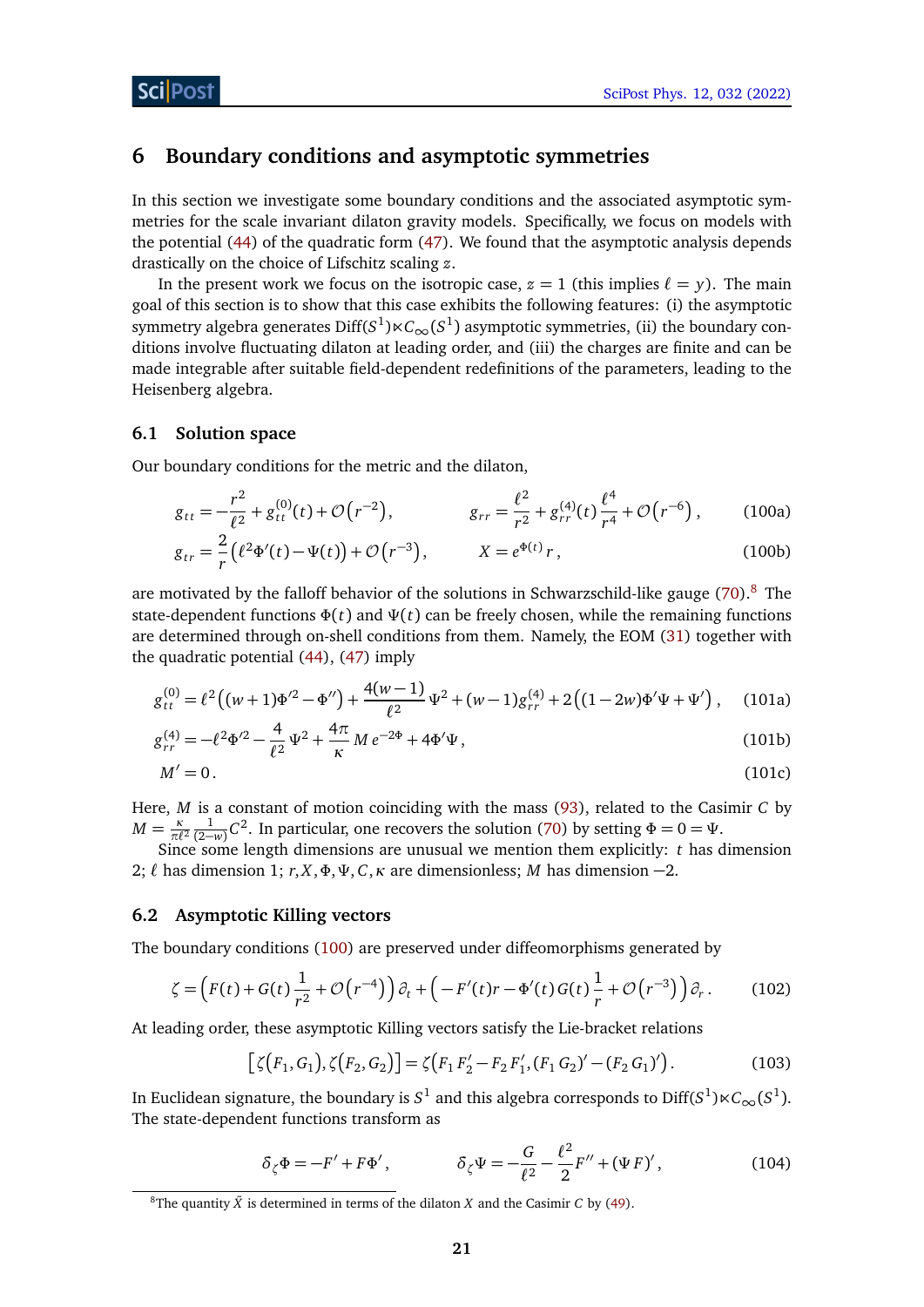## 6 Boundary conditions and asymptotic symmetries

In this section we investigate some boundary conditions and the associated asymptotic symmetries for the scale invariant dilaton gravity models. Specifically, we focus on models with the potential (44) of the quadratic form (47). We found that the asymptotic analysis depends drastically on the choice of Lifschitz scaling $z$.

In the present work we focus on the isotropic case, $z = 1$ (this implies $\ell = y$). The main goal of this section is to show that this case exhibits the following features: (i) the asymptotic symmetry algebra generates $\text{Diff}(S^1) \ltimes C_\infty(S^1)$ asymptotic symmetries, (ii) the boundary conditions involve fluctuating dilaton at leading order, and (iii) the charges are finite and can be made integrable after suitable field-dependent redefinitions of the parameters, leading to the Heisenberg algebra.

### 6.1 Solution space

Our boundary conditions for the metric and the dilaton,

$$g_{tt} = -\frac{r^2}{\ell^2} + g_{tt}^{(0)}(t) + \mathcal{O}\left(r^{-2}\right), \qquad g_{rr} = \frac{\ell^2}{r^2} + g_{rr}^{(4)}(t)\,\frac{\ell^4}{r^4} + \mathcal{O}\left(r^{-6}\right), \tag{100a}$$

$$g_{tr} = \frac{2}{r}\left(\ell^2 \Phi'(t) - \Psi(t)\right) + \mathcal{O}\left(r^{-3}\right), \qquad X = e^{\Phi(t)}\, r\,, \tag{100b}$$

are motivated by the falloff behavior of the solutions in Schwarzschild-like gauge (70).[8] The state-dependent functions $\Phi(t)$ and $\Psi(t)$ can be freely chosen, while the remaining functions are determined through on-shell conditions from them. Namely, the EOM (31) together with the quadratic potential (44), (47) imply

$$g_{tt}^{(0)} = \ell^2\left((w+1)\Phi'^2 - \Phi''\right) + \frac{4(w-1)}{\ell^2}\,\Psi^2 + (w-1)g_{rr}^{(4)} + 2\left((1-2w)\Phi'\Psi + \Psi'\right), \tag{101a}$$

$$g_{rr}^{(4)} = -\ell^2\Phi'^2 - \frac{4}{\ell^2}\,\Psi^2 + \frac{4\pi}{\kappa}\, M\, e^{-2\Phi} + 4\Phi'\Psi\,, \tag{101b}$$

$$M' = 0\,. \tag{101c}$$

Here, $M$ is a constant of motion coinciding with the mass (93), related to the Casimir $C$ by $M = \frac{\kappa}{\pi\ell^2}\frac{1}{(2-w)}C^2$. In particular, one recovers the solution (70) by setting $\Phi = 0 = \Psi$.

Since some length dimensions are unusual we mention them explicitly: $t$ has dimension 2; $\ell$ has dimension 1; $r, X, \Phi, \Psi, C, \kappa$ are dimensionless; $M$ has dimension $-2$.

### 6.2 Asymptotic Killing vectors

The boundary conditions (100) are preserved under diffeomorphisms generated by

$$\zeta = \left(F(t) + G(t)\,\frac{1}{r^2} + \mathcal{O}\left(r^{-4}\right)\right)\partial_t + \left(-F'(t)r - \Phi'(t)\,G(t)\,\frac{1}{r} + \mathcal{O}\left(r^{-3}\right)\right)\partial_r\,. \tag{102}$$

At leading order, these asymptotic Killing vectors satisfy the Lie-bracket relations

$$\left[\zeta\left(F_1, G_1\right), \zeta\left(F_2, G_2\right)\right] = \zeta\left(F_1\, F_2' - F_2\, F_1', (F_1\, G_2)' - (F_2\, G_1)'\right). \tag{103}$$

In Euclidean signature, the boundary is $S^1$ and this algebra corresponds to $\text{Diff}(S^1) \ltimes C_\infty(S^1)$. The state-dependent functions transform as

$$\delta_\zeta \Phi = -F' + F\Phi'\,, \qquad \delta_\zeta \Psi = -\frac{G}{\ell^2} - \frac{\ell^2}{2}F'' + (\Psi F)'\,, \tag{104}$$

[8] The quantity $\tilde{X}$ is determined in terms of the dilaton $X$ and the Casimir $C$ by (49).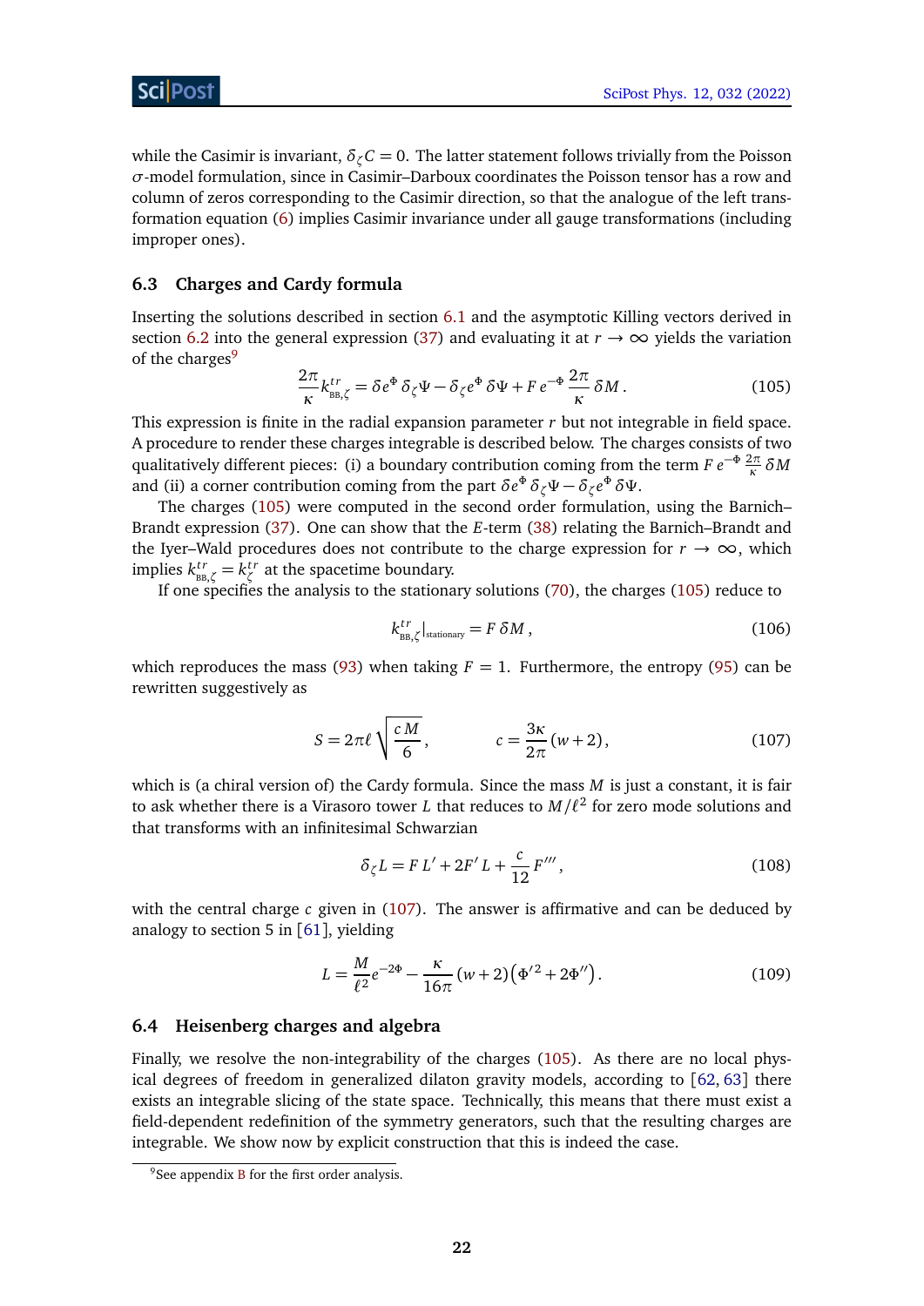while the Casimir is invariant, $\delta_\zeta C = 0$. The latter statement follows trivially from the Poisson $\sigma$-model formulation, since in Casimir–Darboux coordinates the Poisson tensor has a row and column of zeros corresponding to the Casimir direction, so that the analogue of the left transformation equation (6) implies Casimir invariance under all gauge transformations (including improper ones).

### 6.3 Charges and Cardy formula

Inserting the solutions described in section 6.1 and the asymptotic Killing vectors derived in section 6.2 into the general expression (37) and evaluating it at $r \to \infty$ yields the variation of the charges[9]

$$\frac{2\pi}{\kappa} k^{tr}_{\text{BB},\zeta} = \delta e^{\Phi}\, \delta_\zeta \Psi - \delta_\zeta e^{\Phi}\, \delta\Psi + F\, e^{-\Phi}\, \frac{2\pi}{\kappa}\, \delta M\,. \tag{105}$$

This expression is finite in the radial expansion parameter $r$ but not integrable in field space. A procedure to render these charges integrable is described below. The charges consists of two qualitatively different pieces: (i) a boundary contribution coming from the term $F\, e^{-\Phi}\, \frac{2\pi}{\kappa}\, \delta M$ and (ii) a corner contribution coming from the part $\delta e^{\Phi}\, \delta_\zeta \Psi - \delta_\zeta e^{\Phi}\, \delta\Psi$.

The charges (105) were computed in the second order formulation, using the Barnich–Brandt expression (37). One can show that the $E$-term (38) relating the Barnich–Brandt and the Iyer–Wald procedures does not contribute to the charge expression for $r \to \infty$, which implies $k^{tr}_{\text{BB},\zeta} = k^{tr}_\zeta$ at the spacetime boundary.

If one specifies the analysis to the stationary solutions (70), the charges (105) reduce to

$$k^{tr}_{\text{BB},\zeta}\big|_{\text{stationary}} = F\, \delta M\,, \tag{106}$$

which reproduces the mass (93) when taking $F = 1$. Furthermore, the entropy (95) can be rewritten suggestively as

$$S = 2\pi\ell \sqrt{\frac{c\, M}{6}}\,, \qquad\qquad c = \frac{3\kappa}{2\pi}(w+2)\,, \tag{107}$$

which is (a chiral version of) the Cardy formula. Since the mass $M$ is just a constant, it is fair to ask whether there is a Virasoro tower $L$ that reduces to $M/\ell^2$ for zero mode solutions and that transforms with an infinitesimal Schwarzian

$$\delta_\zeta L = F\, L' + 2F'\, L + \frac{c}{12} F'''\,, \tag{108}$$

with the central charge $c$ given in (107). The answer is affirmative and can be deduced by analogy to section 5 in [61], yielding

$$L = \frac{M}{\ell^2} e^{-2\Phi} - \frac{\kappa}{16\pi}(w+2)\big(\Phi'^2 + 2\Phi''\big)\,. \tag{109}$$

### 6.4 Heisenberg charges and algebra

Finally, we resolve the non-integrability of the charges (105). As there are no local physical degrees of freedom in generalized dilaton gravity models, according to [62, 63] there exists an integrable slicing of the state space. Technically, this means that there must exist a field-dependent redefinition of the symmetry generators, such that the resulting charges are integrable. We show now by explicit construction that this is indeed the case.

[9] See appendix B for the first order analysis.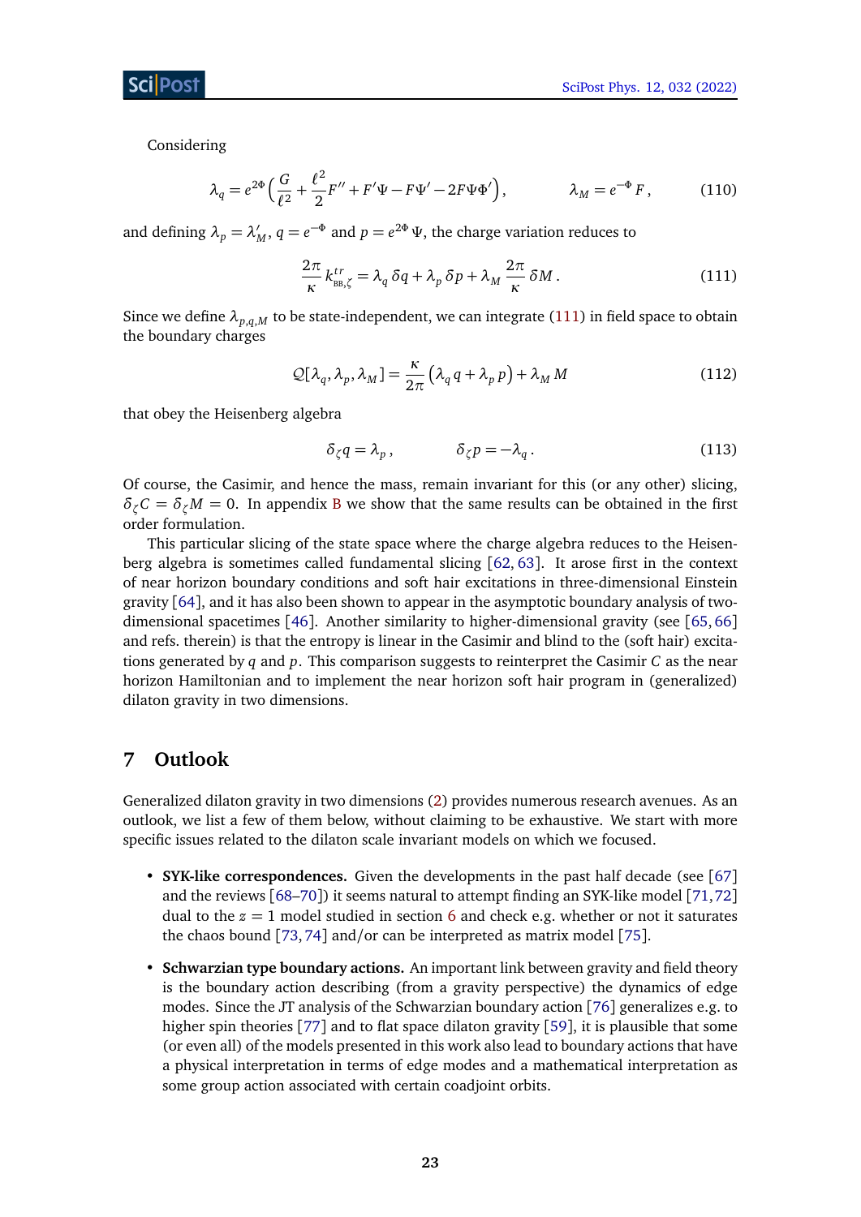Considering

$$\lambda_q = e^{2\Phi}\Big(\frac{G}{\ell^2} + \frac{\ell^2}{2}F'' + F'\Psi - F\Psi' - 2F\Psi\Phi'\Big)\,, \qquad\qquad \lambda_M = e^{-\Phi}\,F\,, \tag{110}$$

and defining $\lambda_p = \lambda_M'$, $q = e^{-\Phi}$ and $p = e^{2\Phi}\,\Psi$, the charge variation reduces to

$$\frac{2\pi}{\kappa}\,k^{tr}_{\text{BB},\zeta} = \lambda_q\,\delta q + \lambda_p\,\delta p + \lambda_M\,\frac{2\pi}{\kappa}\,\delta M\,. \tag{111}$$

Since we define $\lambda_{p,q,M}$ to be state-independent, we can integrate (111) in field space to obtain the boundary charges

$$\mathcal{Q}[\lambda_q,\lambda_p,\lambda_M] = \frac{\kappa}{2\pi}\big(\lambda_q\,q + \lambda_p\,p\big) + \lambda_M\,M \tag{112}$$

that obey the Heisenberg algebra

$$\delta_\zeta q = \lambda_p\,, \qquad\qquad \delta_\zeta p = -\lambda_q\,. \tag{113}$$

Of course, the Casimir, and hence the mass, remain invariant for this (or any other) slicing, $\delta_\zeta C = \delta_\zeta M = 0$. In appendix B we show that the same results can be obtained in the first order formulation.

This particular slicing of the state space where the charge algebra reduces to the Heisenberg algebra is sometimes called fundamental slicing [62, 63]. It arose first in the context of near horizon boundary conditions and soft hair excitations in three-dimensional Einstein gravity [64], and it has also been shown to appear in the asymptotic boundary analysis of two-dimensional spacetimes [46]. Another similarity to higher-dimensional gravity (see [65, 66] and refs. therein) is that the entropy is linear in the Casimir and blind to the (soft hair) excitations generated by $q$ and $p$. This comparison suggests to reinterpret the Casimir $C$ as the near horizon Hamiltonian and to implement the near horizon soft hair program in (generalized) dilaton gravity in two dimensions.

# 7 Outlook

Generalized dilaton gravity in two dimensions (2) provides numerous research avenues. As an outlook, we list a few of them below, without claiming to be exhaustive. We start with more specific issues related to the dilaton scale invariant models on which we focused.

- **SYK-like correspondences.** Given the developments in the past half decade (see [67] and the reviews [68–70]) it seems natural to attempt finding an SYK-like model [71, 72] dual to the $z = 1$ model studied in section 6 and check e.g. whether or not it saturates the chaos bound [73, 74] and/or can be interpreted as matrix model [75].
- **Schwarzian type boundary actions.** An important link between gravity and field theory is the boundary action describing (from a gravity perspective) the dynamics of edge modes. Since the JT analysis of the Schwarzian boundary action [76] generalizes e.g. to higher spin theories [77] and to flat space dilaton gravity [59], it is plausible that some (or even all) of the models presented in this work also lead to boundary actions that have a physical interpretation in terms of edge modes and a mathematical interpretation as some group action associated with certain coadjoint orbits.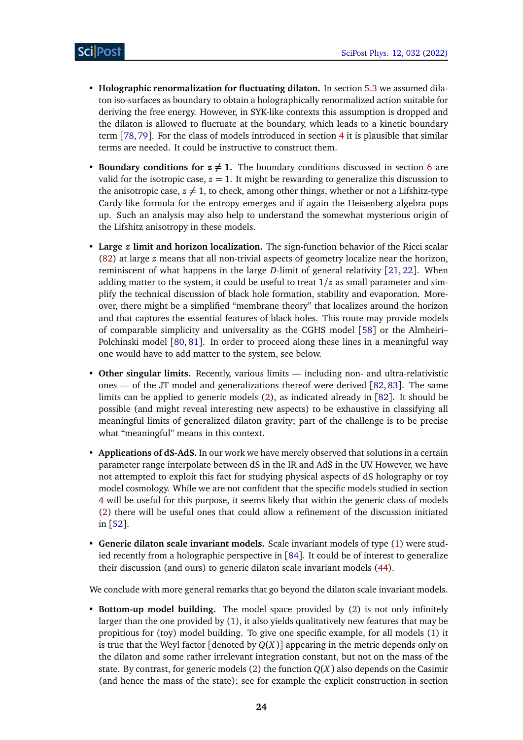- **Holographic renormalization for fluctuating dilaton.** In section 5.3 we assumed dilaton iso-surfaces as boundary to obtain a holographically renormalized action suitable for deriving the free energy. However, in SYK-like contexts this assumption is dropped and the dilaton is allowed to fluctuate at the boundary, which leads to a kinetic boundary term [78, 79]. For the class of models introduced in section 4 it is plausible that similar terms are needed. It could be instructive to construct them.

- **Boundary conditions for $z \neq 1$.** The boundary conditions discussed in section 6 are valid for the isotropic case, $z = 1$. It might be rewarding to generalize this discussion to the anisotropic case, $z \neq 1$, to check, among other things, whether or not a Lifshitz-type Cardy-like formula for the entropy emerges and if again the Heisenberg algebra pops up. Such an analysis may also help to understand the somewhat mysterious origin of the Lifshitz anisotropy in these models.

- **Large $z$ limit and horizon localization.** The sign-function behavior of the Ricci scalar (82) at large $z$ means that all non-trivial aspects of geometry localize near the horizon, reminiscent of what happens in the large $D$-limit of general relativity [21, 22]. When adding matter to the system, it could be useful to treat $1/z$ as small parameter and simplify the technical discussion of black hole formation, stability and evaporation. Moreover, there might be a simplified "membrane theory" that localizes around the horizon and that captures the essential features of black holes. This route may provide models of comparable simplicity and universality as the CGHS model [58] or the Almheiri–Polchinski model [80, 81]. In order to proceed along these lines in a meaningful way one would have to add matter to the system, see below.

- **Other singular limits.** Recently, various limits — including non- and ultra-relativistic ones — of the JT model and generalizations thereof were derived [82, 83]. The same limits can be applied to generic models (2), as indicated already in [82]. It should be possible (and might reveal interesting new aspects) to be exhaustive in classifying all meaningful limits of generalized dilaton gravity; part of the challenge is to be precise what "meaningful" means in this context.

- **Applications of dS-AdS.** In our work we have merely observed that solutions in a certain parameter range interpolate between dS in the IR and AdS in the UV. However, we have not attempted to exploit this fact for studying physical aspects of dS holography or toy model cosmology. While we are not confident that the specific models studied in section 4 will be useful for this purpose, it seems likely that within the generic class of models (2) there will be useful ones that could allow a refinement of the discussion initiated in [52].

- **Generic dilaton scale invariant models.** Scale invariant models of type (1) were studied recently from a holographic perspective in [84]. It could be of interest to generalize their discussion (and ours) to generic dilaton scale invariant models (44).

We conclude with more general remarks that go beyond the dilaton scale invariant models.

- **Bottom-up model building.** The model space provided by (2) is not only infinitely larger than the one provided by (1), it also yields qualitatively new features that may be propitious for (toy) model building. To give one specific example, for all models (1) it is true that the Weyl factor [denoted by $Q(X)$] appearing in the metric depends only on the dilaton and some rather irrelevant integration constant, but not on the mass of the state. By contrast, for generic models (2) the function $Q(X)$ also depends on the Casimir (and hence the mass of the state); see for example the explicit construction in section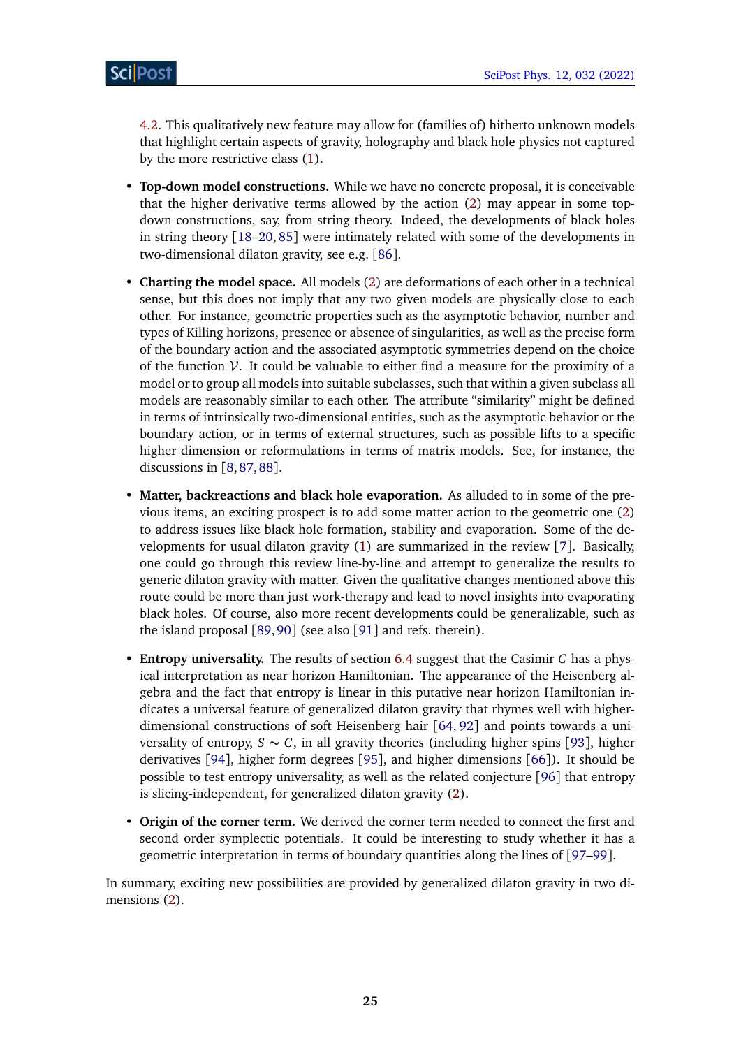4.2. This qualitatively new feature may allow for (families of) hitherto unknown models that highlight certain aspects of gravity, holography and black hole physics not captured by the more restrictive class (1).

- **Top-down model constructions.** While we have no concrete proposal, it is conceivable that the higher derivative terms allowed by the action (2) may appear in some top-down constructions, say, from string theory. Indeed, the developments of black holes in string theory [18–20, 85] were intimately related with some of the developments in two-dimensional dilaton gravity, see e.g. [86].

- **Charting the model space.** All models (2) are deformations of each other in a technical sense, but this does not imply that any two given models are physically close to each other. For instance, geometric properties such as the asymptotic behavior, number and types of Killing horizons, presence or absence of singularities, as well as the precise form of the boundary action and the associated asymptotic symmetries depend on the choice of the function $\mathcal{V}$. It could be valuable to either find a measure for the proximity of a model or to group all models into suitable subclasses, such that within a given subclass all models are reasonably similar to each other. The attribute "similarity" might be defined in terms of intrinsically two-dimensional entities, such as the asymptotic behavior or the boundary action, or in terms of external structures, such as possible lifts to a specific higher dimension or reformulations in terms of matrix models. See, for instance, the discussions in [8, 87, 88].

- **Matter, backreactions and black hole evaporation.** As alluded to in some of the previous items, an exciting prospect is to add some matter action to the geometric one (2) to address issues like black hole formation, stability and evaporation. Some of the developments for usual dilaton gravity (1) are summarized in the review [7]. Basically, one could go through this review line-by-line and attempt to generalize the results to generic dilaton gravity with matter. Given the qualitative changes mentioned above this route could be more than just work-therapy and lead to novel insights into evaporating black holes. Of course, also more recent developments could be generalizable, such as the island proposal [89, 90] (see also [91] and refs. therein).

- **Entropy universality.** The results of section 6.4 suggest that the Casimir $C$ has a physical interpretation as near horizon Hamiltonian. The appearance of the Heisenberg algebra and the fact that entropy is linear in this putative near horizon Hamiltonian indicates a universal feature of generalized dilaton gravity that rhymes well with higher-dimensional constructions of soft Heisenberg hair [64, 92] and points towards a universality of entropy, $S \sim C$, in all gravity theories (including higher spins [93], higher derivatives [94], higher form degrees [95], and higher dimensions [66]). It should be possible to test entropy universality, as well as the related conjecture [96] that entropy is slicing-independent, for generalized dilaton gravity (2).

- **Origin of the corner term.** We derived the corner term needed to connect the first and second order symplectic potentials. It could be interesting to study whether it has a geometric interpretation in terms of boundary quantities along the lines of [97–99].

In summary, exciting new possibilities are provided by generalized dilaton gravity in two dimensions (2).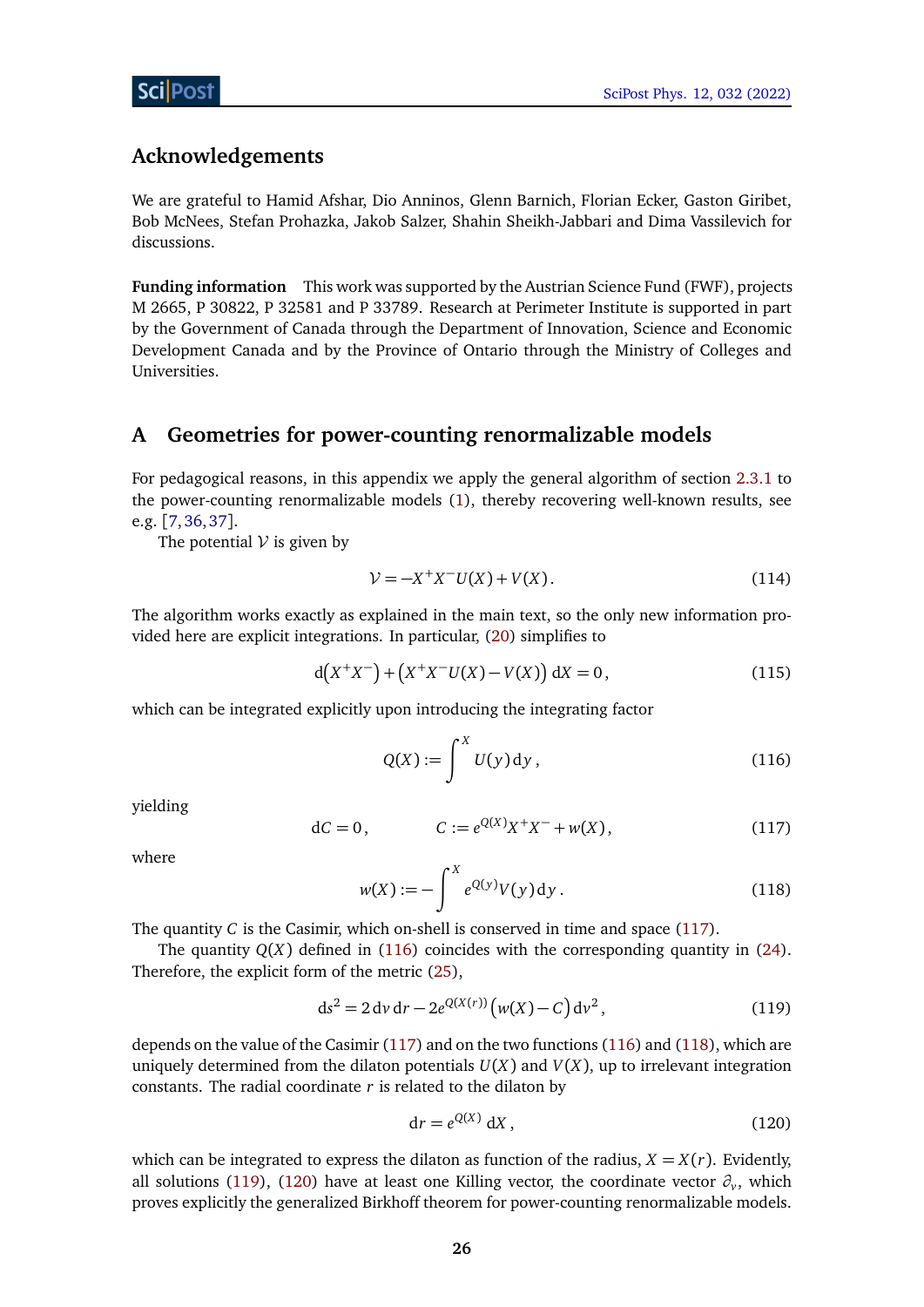## Acknowledgements

We are grateful to Hamid Afshar, Dio Anninos, Glenn Barnich, Florian Ecker, Gaston Giribet, Bob McNees, Stefan Prohazka, Jakob Salzer, Shahin Sheikh-Jabbari and Dima Vassilevich for discussions.

**Funding information** This work was supported by the Austrian Science Fund (FWF), projects M 2665, P 30822, P 32581 and P 33789. Research at Perimeter Institute is supported in part by the Government of Canada through the Department of Innovation, Science and Economic Development Canada and by the Province of Ontario through the Ministry of Colleges and Universities.

## A Geometries for power-counting renormalizable models

For pedagogical reasons, in this appendix we apply the general algorithm of section 2.3.1 to the power-counting renormalizable models (1), thereby recovering well-known results, see e.g. [7, 36, 37].

The potential $\mathcal{V}$ is given by

$$\mathcal{V} = -X^+X^-U(X) + V(X)\,. \tag{114}$$

The algorithm works exactly as explained in the main text, so the only new information provided here are explicit integrations. In particular, (20) simplifies to

$$\mathrm{d}\big(X^+X^-\big) + \big(X^+X^-U(X) - V(X)\big)\,\mathrm{d}X = 0\,, \tag{115}$$

which can be integrated explicitly upon introducing the integrating factor

$$Q(X) := \int^X U(y)\,\mathrm{d}y\,, \tag{116}$$

yielding

$$\mathrm{d}C = 0\,, \qquad C := e^{Q(X)}X^+X^- + w(X)\,, \tag{117}$$

where

$$w(X) := -\int^X e^{Q(y)}V(y)\,\mathrm{d}y\,. \tag{118}$$

The quantity $C$ is the Casimir, which on-shell is conserved in time and space (117).

The quantity $Q(X)$ defined in (116) coincides with the corresponding quantity in (24). Therefore, the explicit form of the metric (25),

$$\mathrm{d}s^2 = 2\,\mathrm{d}v\,\mathrm{d}r - 2e^{Q(X(r))}\big(w(X) - C\big)\,\mathrm{d}v^2\,, \tag{119}$$

depends on the value of the Casimir (117) and on the two functions (116) and (118), which are uniquely determined from the dilaton potentials $U(X)$ and $V(X)$, up to irrelevant integration constants. The radial coordinate $r$ is related to the dilaton by

$$\mathrm{d}r = e^{Q(X)}\,\mathrm{d}X\,, \tag{120}$$

which can be integrated to express the dilaton as function of the radius, $X = X(r)$. Evidently, all solutions (119), (120) have at least one Killing vector, the coordinate vector $\partial_v$, which proves explicitly the generalized Birkhoff theorem for power-counting renormalizable models.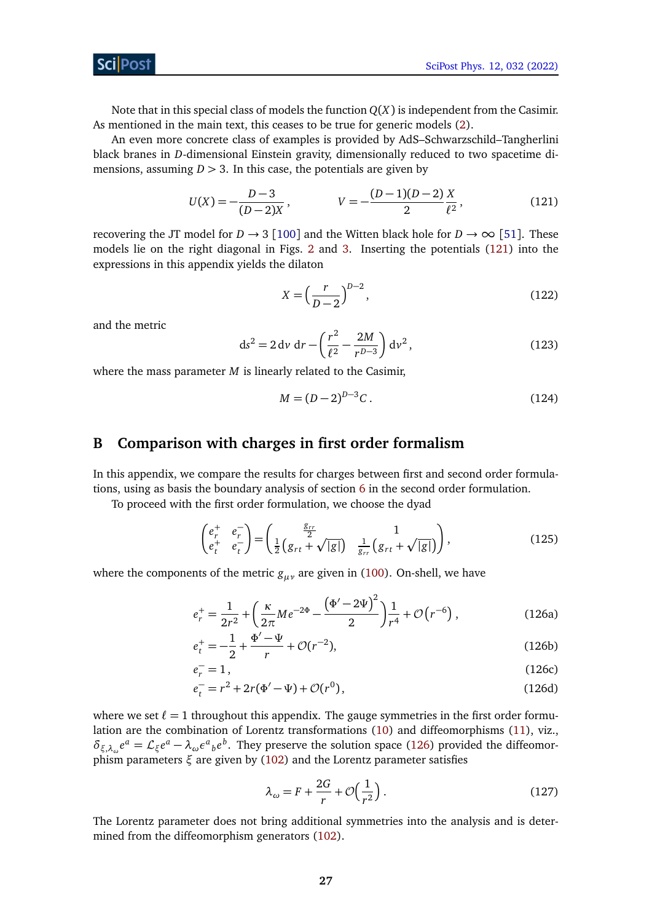Note that in this special class of models the function $Q(X)$ is independent from the Casimir. As mentioned in the main text, this ceases to be true for generic models (2).

An even more concrete class of examples is provided by AdS–Schwarzschild–Tangherlini black branes in $D$-dimensional Einstein gravity, dimensionally reduced to two spacetime dimensions, assuming $D > 3$. In this case, the potentials are given by

$$U(X) = -\frac{D-3}{(D-2)X}\,, \qquad V = -\frac{(D-1)(D-2)}{2}\frac{X}{\ell^2}\,, \tag{121}$$

recovering the JT model for $D \to 3$ [100] and the Witten black hole for $D \to \infty$ [51]. These models lie on the right diagonal in Figs. 2 and 3. Inserting the potentials (121) into the expressions in this appendix yields the dilaton

$$X = \Big(\frac{r}{D-2}\Big)^{D-2}, \tag{122}$$

and the metric

$$\mathrm{d}s^2 = 2\,\mathrm{d}v\;\mathrm{d}r - \Big(\frac{r^2}{\ell^2} - \frac{2M}{r^{D-3}}\Big)\,\mathrm{d}v^2\,, \tag{123}$$

where the mass parameter $M$ is linearly related to the Casimir,

$$M = (D-2)^{D-3}C\,. \tag{124}$$

# B Comparison with charges in first order formalism

In this appendix, we compare the results for charges between first and second order formulations, using as basis the boundary analysis of section 6 in the second order formulation.

To proceed with the first order formulation, we choose the dyad

$$\begin{pmatrix} e_r^+ & e_r^- \\ e_t^+ & e_t^- \end{pmatrix} = \begin{pmatrix} \frac{g_{rr}}{2} & 1 \\ \frac{1}{2}\big(g_{rt}+\sqrt{|g|}\big) & \frac{1}{g_{rr}}\big(g_{rt}+\sqrt{|g|}\big) \end{pmatrix}, \tag{125}$$

where the components of the metric $g_{\mu\nu}$ are given in (100). On-shell, we have

$$e_r^+ = \frac{1}{2r^2} + \Big(\frac{\kappa}{2\pi}Me^{-2\Phi} - \frac{\big(\Phi'-2\Psi\big)^2}{2}\Big)\frac{1}{r^4} + \mathcal{O}\big(r^{-6}\big)\,, \tag{126a}$$

$$e_t^+ = -\frac{1}{2} + \frac{\Phi'-\Psi}{r} + \mathcal{O}(r^{-2}), \tag{126b}$$

$$e_r^- = 1\,, \tag{126c}$$

$$e_t^- = r^2 + 2r(\Phi'-\Psi) + \mathcal{O}(r^0)\,, \tag{126d}$$

where we set $\ell = 1$ throughout this appendix. The gauge symmetries in the first order formulation are the combination of Lorentz transformations (10) and diffeomorphisms (11), viz., $\delta_{\xi,\lambda_\omega}e^a = \mathcal{L}_\xi e^a - \lambda_\omega \epsilon^a{}_b e^b$. They preserve the solution space (126) provided the diffeomorphism parameters $\xi$ are given by (102) and the Lorentz parameter satisfies

$$\lambda_\omega = F + \frac{2G}{r} + \mathcal{O}\Big(\frac{1}{r^2}\Big)\,. \tag{127}$$

The Lorentz parameter does not bring additional symmetries into the analysis and is determined from the diffeomorphism generators (102).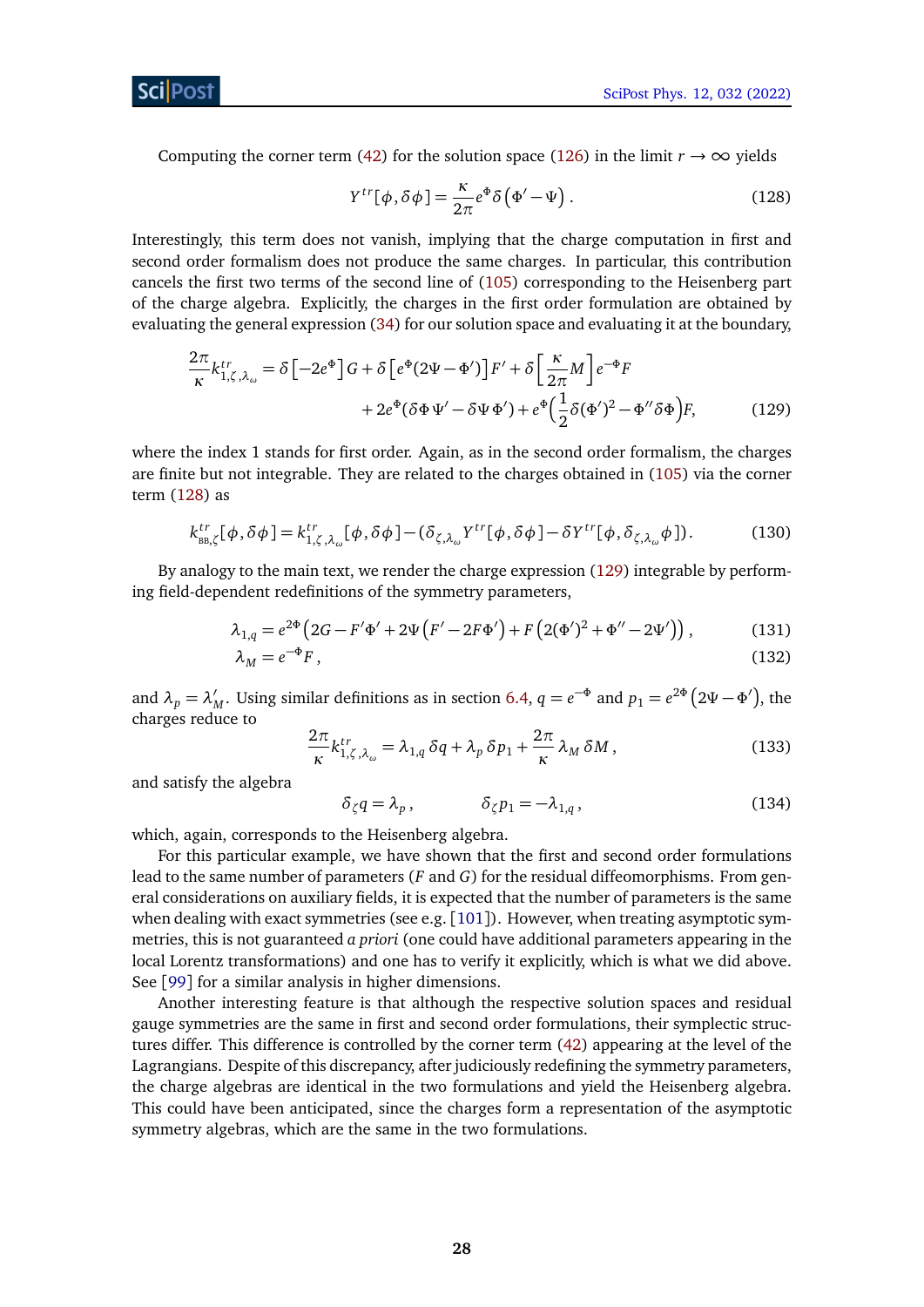Computing the corner term (42) for the solution space (126) in the limit $r \to \infty$ yields

$$
Y^{tr}[\phi, \delta\phi] = \frac{\kappa}{2\pi} e^{\Phi} \delta\left(\Phi' - \Psi\right). \tag{128}
$$

Interestingly, this term does not vanish, implying that the charge computation in first and second order formalism does not produce the same charges. In particular, this contribution cancels the first two terms of the second line of (105) corresponding to the Heisenberg part of the charge algebra. Explicitly, the charges in the first order formulation are obtained by evaluating the general expression (34) for our solution space and evaluating it at the boundary,

$$
\begin{aligned}
\frac{2\pi}{\kappa} k^{tr}_{1,\zeta,\lambda_\omega} = \delta\left[-2e^{\Phi}\right] G + \delta\left[e^{\Phi}(2\Psi - \Phi')\right] F' + \delta\left[\frac{\kappa}{2\pi} M\right] e^{-\Phi} F \\
+ 2e^{\Phi}(\delta\Phi\,\Psi' - \delta\Psi\,\Phi') + e^{\Phi}\Big(\frac{1}{2}\delta(\Phi')^2 - \Phi''\delta\Phi\Big) F,
\end{aligned} \tag{129}
$$

where the index 1 stands for first order. Again, as in the second order formalism, the charges are finite but not integrable. They are related to the charges obtained in (105) via the corner term (128) as

$$
k^{tr}_{\text{BB},\zeta}[\phi, \delta\phi] = k^{tr}_{1,\zeta,\lambda_\omega}[\phi, \delta\phi] - (\delta_{\zeta,\lambda_\omega} Y^{tr}[\phi, \delta\phi] - \delta Y^{tr}[\phi, \delta_{\zeta,\lambda_\omega}\phi]). \tag{130}
$$

By analogy to the main text, we render the charge expression (129) integrable by performing field-dependent redefinitions of the symmetry parameters,

$$
\lambda_{1,q} = e^{2\Phi}\left(2G - F'\Phi' + 2\Psi\left(F' - 2F\Phi'\right) + F\left(2(\Phi')^2 + \Phi'' - 2\Psi'\right)\right), \tag{131}
$$

$$
\lambda_M = e^{-\Phi} F, \tag{132}
$$

and $\lambda_p = \lambda_M'$. Using similar definitions as in section 6.4, $q = e^{-\Phi}$ and $p_1 = e^{2\Phi}\left(2\Psi - \Phi'\right)$, the charges reduce to

$$
\frac{2\pi}{\kappa} k^{tr}_{1,\zeta,\lambda_\omega} = \lambda_{1,q}\,\delta q + \lambda_p\,\delta p_1 + \frac{2\pi}{\kappa}\lambda_M\,\delta M, \tag{133}
$$

and satisfy the algebra

$$
\delta_\zeta q = \lambda_p, \qquad\qquad \delta_\zeta p_1 = -\lambda_{1,q}, \tag{134}
$$

which, again, corresponds to the Heisenberg algebra.

For this particular example, we have shown that the first and second order formulations lead to the same number of parameters ($F$ and $G$) for the residual diffeomorphisms. From general considerations on auxiliary fields, it is expected that the number of parameters is the same when dealing with exact symmetries (see e.g. [101]). However, when treating asymptotic symmetries, this is not guaranteed *a priori* (one could have additional parameters appearing in the local Lorentz transformations) and one has to verify it explicitly, which is what we did above. See [99] for a similar analysis in higher dimensions.

Another interesting feature is that although the respective solution spaces and residual gauge symmetries are the same in first and second order formulations, their symplectic structures differ. This difference is controlled by the corner term (42) appearing at the level of the Lagrangians. Despite of this discrepancy, after judiciously redefining the symmetry parameters, the charge algebras are identical in the two formulations and yield the Heisenberg algebra. This could have been anticipated, since the charges form a representation of the asymptotic symmetry algebras, which are the same in the two formulations.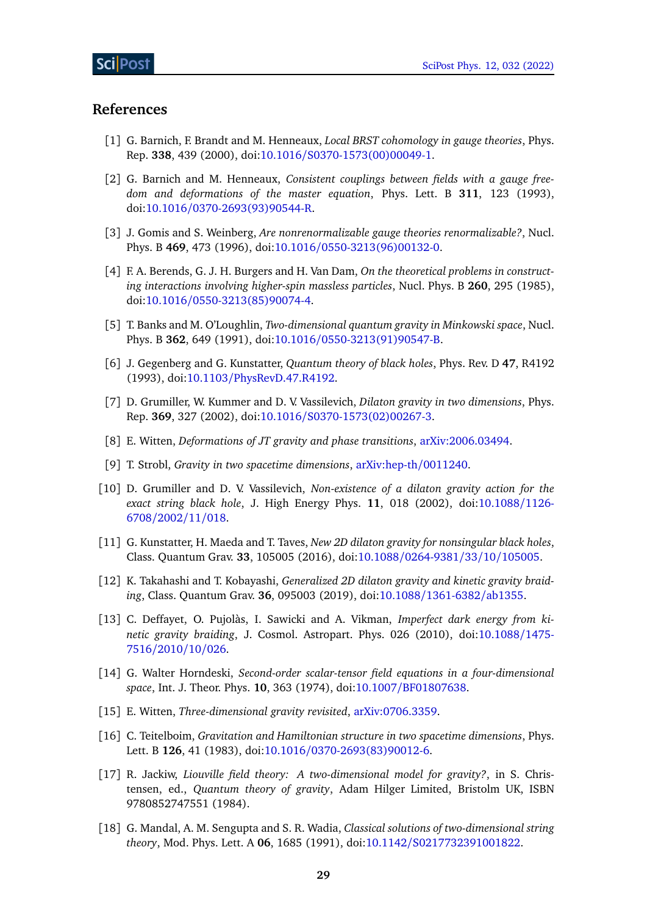## References

[1] G. Barnich, F. Brandt and M. Henneaux, *Local BRST cohomology in gauge theories*, Phys. Rep. **338**, 439 (2000), doi:10.1016/S0370-1573(00)00049-1.

[2] G. Barnich and M. Henneaux, *Consistent couplings between fields with a gauge freedom and deformations of the master equation*, Phys. Lett. B **311**, 123 (1993), doi:10.1016/0370-2693(93)90544-R.

[3] J. Gomis and S. Weinberg, *Are nonrenormalizable gauge theories renormalizable?*, Nucl. Phys. B **469**, 473 (1996), doi:10.1016/0550-3213(96)00132-0.

[4] F. A. Berends, G. J. H. Burgers and H. Van Dam, *On the theoretical problems in constructing interactions involving higher-spin massless particles*, Nucl. Phys. B **260**, 295 (1985), doi:10.1016/0550-3213(85)90074-4.

[5] T. Banks and M. O'Loughlin, *Two-dimensional quantum gravity in Minkowski space*, Nucl. Phys. B **362**, 649 (1991), doi:10.1016/0550-3213(91)90547-B.

[6] J. Gegenberg and G. Kunstatter, *Quantum theory of black holes*, Phys. Rev. D **47**, R4192 (1993), doi:10.1103/PhysRevD.47.R4192.

[7] D. Grumiller, W. Kummer and D. V. Vassilevich, *Dilaton gravity in two dimensions*, Phys. Rep. **369**, 327 (2002), doi:10.1016/S0370-1573(02)00267-3.

[8] E. Witten, *Deformations of JT gravity and phase transitions*, arXiv:2006.03494.

[9] T. Strobl, *Gravity in two spacetime dimensions*, arXiv:hep-th/0011240.

[10] D. Grumiller and D. V. Vassilevich, *Non-existence of a dilaton gravity action for the exact string black hole*, J. High Energy Phys. **11**, 018 (2002), doi:10.1088/1126-6708/2002/11/018.

[11] G. Kunstatter, H. Maeda and T. Taves, *New 2D dilaton gravity for nonsingular black holes*, Class. Quantum Grav. **33**, 105005 (2016), doi:10.1088/0264-9381/33/10/105005.

[12] K. Takahashi and T. Kobayashi, *Generalized 2D dilaton gravity and kinetic gravity braiding*, Class. Quantum Grav. **36**, 095003 (2019), doi:10.1088/1361-6382/ab1355.

[13] C. Deffayet, O. Pujolàs, I. Sawicki and A. Vikman, *Imperfect dark energy from kinetic gravity braiding*, J. Cosmol. Astropart. Phys. 026 (2010), doi:10.1088/1475-7516/2010/10/026.

[14] G. Walter Horndeski, *Second-order scalar-tensor field equations in a four-dimensional space*, Int. J. Theor. Phys. **10**, 363 (1974), doi:10.1007/BF01807638.

[15] E. Witten, *Three-dimensional gravity revisited*, arXiv:0706.3359.

[16] C. Teitelboim, *Gravitation and Hamiltonian structure in two spacetime dimensions*, Phys. Lett. B **126**, 41 (1983), doi:10.1016/0370-2693(83)90012-6.

[17] R. Jackiw, *Liouville field theory: A two-dimensional model for gravity?*, in S. Christensen, ed., *Quantum theory of gravity*, Adam Hilger Limited, Bristolm UK, ISBN 9780852747551 (1984).

[18] G. Mandal, A. M. Sengupta and S. R. Wadia, *Classical solutions of two-dimensional string theory*, Mod. Phys. Lett. A **06**, 1685 (1991), doi:10.1142/S0217732391001822.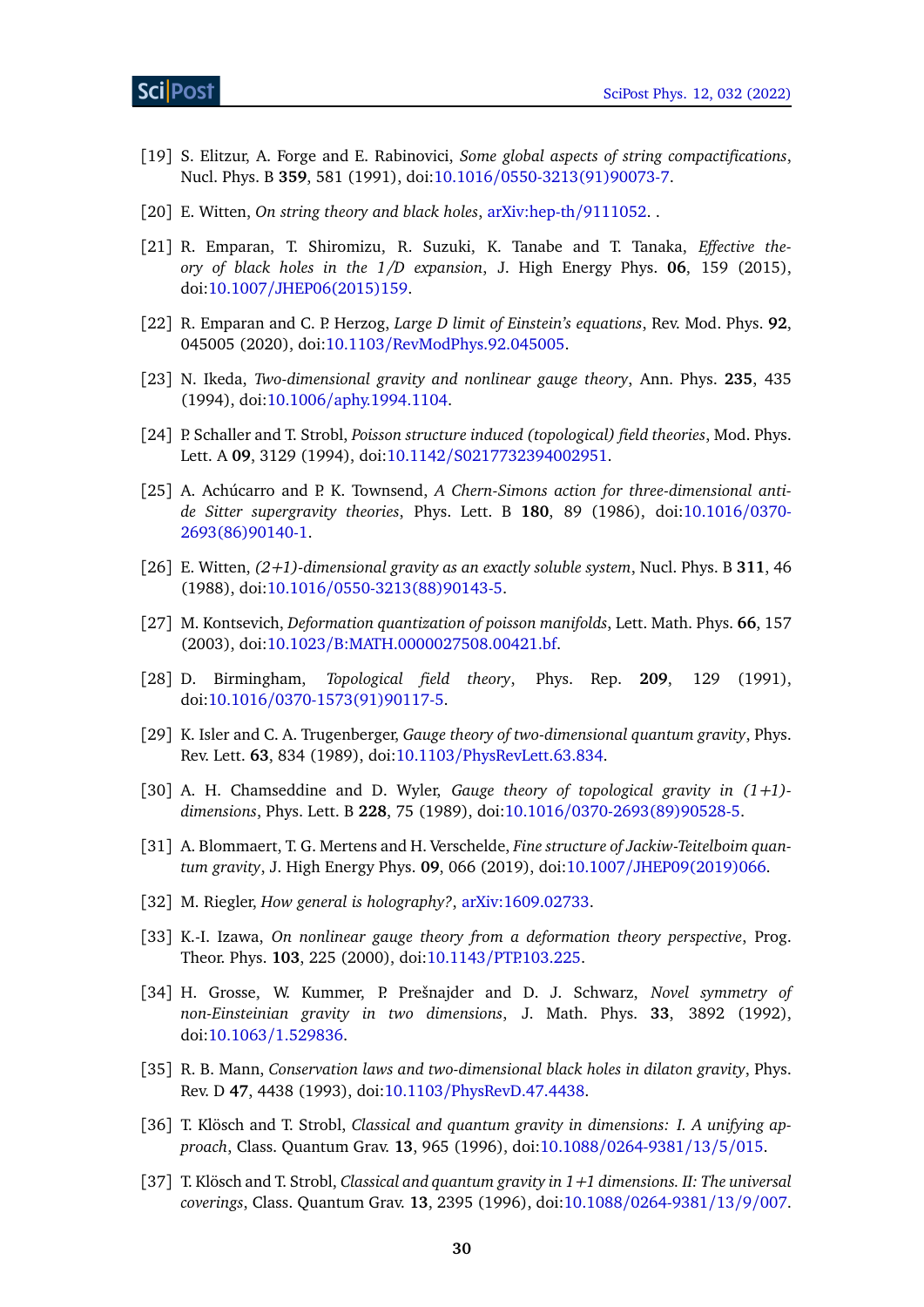[19] S. Elitzur, A. Forge and E. Rabinovici, *Some global aspects of string compactifications*, Nucl. Phys. B **359**, 581 (1991), doi:10.1016/0550-3213(91)90073-7.

[20] E. Witten, *On string theory and black holes*, arXiv:hep-th/9111052. .

[21] R. Emparan, T. Shiromizu, R. Suzuki, K. Tanabe and T. Tanaka, *Effective theory of black holes in the 1/D expansion*, J. High Energy Phys. **06**, 159 (2015), doi:10.1007/JHEP06(2015)159.

[22] R. Emparan and C. P. Herzog, *Large D limit of Einstein's equations*, Rev. Mod. Phys. **92**, 045005 (2020), doi:10.1103/RevModPhys.92.045005.

[23] N. Ikeda, *Two-dimensional gravity and nonlinear gauge theory*, Ann. Phys. **235**, 435 (1994), doi:10.1006/aphy.1994.1104.

[24] P. Schaller and T. Strobl, *Poisson structure induced (topological) field theories*, Mod. Phys. Lett. A **09**, 3129 (1994), doi:10.1142/S0217732394002951.

[25] A. Achúcarro and P. K. Townsend, *A Chern-Simons action for three-dimensional anti-de Sitter supergravity theories*, Phys. Lett. B **180**, 89 (1986), doi:10.1016/0370-2693(86)90140-1.

[26] E. Witten, *(2+1)-dimensional gravity as an exactly soluble system*, Nucl. Phys. B **311**, 46 (1988), doi:10.1016/0550-3213(88)90143-5.

[27] M. Kontsevich, *Deformation quantization of poisson manifolds*, Lett. Math. Phys. **66**, 157 (2003), doi:10.1023/B:MATH.0000027508.00421.bf.

[28] D. Birmingham, *Topological field theory*, Phys. Rep. **209**, 129 (1991), doi:10.1016/0370-1573(91)90117-5.

[29] K. Isler and C. A. Trugenberger, *Gauge theory of two-dimensional quantum gravity*, Phys. Rev. Lett. **63**, 834 (1989), doi:10.1103/PhysRevLett.63.834.

[30] A. H. Chamseddine and D. Wyler, *Gauge theory of topological gravity in (1+1)-dimensions*, Phys. Lett. B **228**, 75 (1989), doi:10.1016/0370-2693(89)90528-5.

[31] A. Blommaert, T. G. Mertens and H. Verschelde, *Fine structure of Jackiw-Teitelboim quantum gravity*, J. High Energy Phys. **09**, 066 (2019), doi:10.1007/JHEP09(2019)066.

[32] M. Riegler, *How general is holography?*, arXiv:1609.02733.

[33] K.-I. Izawa, *On nonlinear gauge theory from a deformation theory perspective*, Prog. Theor. Phys. **103**, 225 (2000), doi:10.1143/PTP.103.225.

[34] H. Grosse, W. Kummer, P. Prešnajder and D. J. Schwarz, *Novel symmetry of non-Einsteinian gravity in two dimensions*, J. Math. Phys. **33**, 3892 (1992), doi:10.1063/1.529836.

[35] R. B. Mann, *Conservation laws and two-dimensional black holes in dilaton gravity*, Phys. Rev. D **47**, 4438 (1993), doi:10.1103/PhysRevD.47.4438.

[36] T. Klösch and T. Strobl, *Classical and quantum gravity in dimensions: I. A unifying approach*, Class. Quantum Grav. **13**, 965 (1996), doi:10.1088/0264-9381/13/5/015.

[37] T. Klösch and T. Strobl, *Classical and quantum gravity in 1+1 dimensions. II: The universal coverings*, Class. Quantum Grav. **13**, 2395 (1996), doi:10.1088/0264-9381/13/9/007.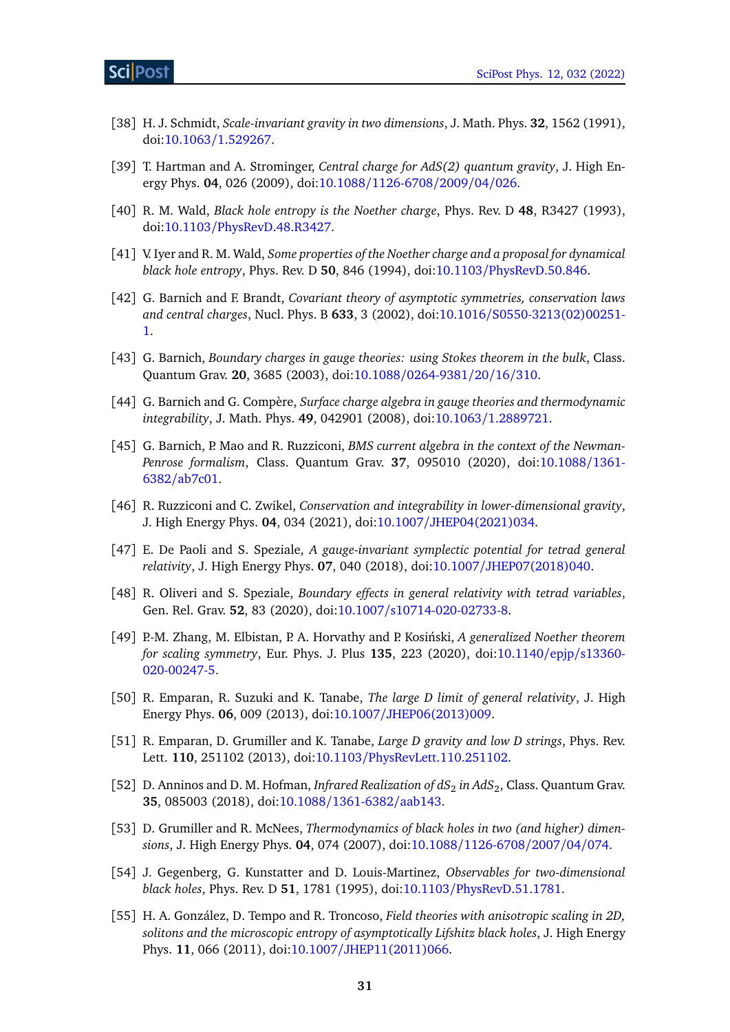[38] H. J. Schmidt, *Scale-invariant gravity in two dimensions*, J. Math. Phys. **32**, 1562 (1991), doi:10.1063/1.529267.

[39] T. Hartman and A. Strominger, *Central charge for AdS(2) quantum gravity*, J. High Energy Phys. **04**, 026 (2009), doi:10.1088/1126-6708/2009/04/026.

[40] R. M. Wald, *Black hole entropy is the Noether charge*, Phys. Rev. D **48**, R3427 (1993), doi:10.1103/PhysRevD.48.R3427.

[41] V. Iyer and R. M. Wald, *Some properties of the Noether charge and a proposal for dynamical black hole entropy*, Phys. Rev. D **50**, 846 (1994), doi:10.1103/PhysRevD.50.846.

[42] G. Barnich and F. Brandt, *Covariant theory of asymptotic symmetries, conservation laws and central charges*, Nucl. Phys. B **633**, 3 (2002), doi:10.1016/S0550-3213(02)00251-1.

[43] G. Barnich, *Boundary charges in gauge theories: using Stokes theorem in the bulk*, Class. Quantum Grav. **20**, 3685 (2003), doi:10.1088/0264-9381/20/16/310.

[44] G. Barnich and G. Compère, *Surface charge algebra in gauge theories and thermodynamic integrability*, J. Math. Phys. **49**, 042901 (2008), doi:10.1063/1.2889721.

[45] G. Barnich, P. Mao and R. Ruzziconi, *BMS current algebra in the context of the Newman-Penrose formalism*, Class. Quantum Grav. **37**, 095010 (2020), doi:10.1088/1361-6382/ab7c01.

[46] R. Ruzziconi and C. Zwikel, *Conservation and integrability in lower-dimensional gravity*, J. High Energy Phys. **04**, 034 (2021), doi:10.1007/JHEP04(2021)034.

[47] E. De Paoli and S. Speziale, *A gauge-invariant symplectic potential for tetrad general relativity*, J. High Energy Phys. **07**, 040 (2018), doi:10.1007/JHEP07(2018)040.

[48] R. Oliveri and S. Speziale, *Boundary effects in general relativity with tetrad variables*, Gen. Rel. Grav. **52**, 83 (2020), doi:10.1007/s10714-020-02733-8.

[49] P.-M. Zhang, M. Elbistan, P. A. Horvathy and P. Kosiński, *A generalized Noether theorem for scaling symmetry*, Eur. Phys. J. Plus **135**, 223 (2020), doi:10.1140/epjp/s13360-020-00247-5.

[50] R. Emparan, R. Suzuki and K. Tanabe, *The large D limit of general relativity*, J. High Energy Phys. **06**, 009 (2013), doi:10.1007/JHEP06(2013)009.

[51] R. Emparan, D. Grumiller and K. Tanabe, *Large D gravity and low D strings*, Phys. Rev. Lett. **110**, 251102 (2013), doi:10.1103/PhysRevLett.110.251102.

[52] D. Anninos and D. M. Hofman, *Infrared Realization of $dS_2$ in $AdS_2$*, Class. Quantum Grav. **35**, 085003 (2018), doi:10.1088/1361-6382/aab143.

[53] D. Grumiller and R. McNees, *Thermodynamics of black holes in two (and higher) dimensions*, J. High Energy Phys. **04**, 074 (2007), doi:10.1088/1126-6708/2007/04/074.

[54] J. Gegenberg, G. Kunstatter and D. Louis-Martinez, *Observables for two-dimensional black holes*, Phys. Rev. D **51**, 1781 (1995), doi:10.1103/PhysRevD.51.1781.

[55] H. A. González, D. Tempo and R. Troncoso, *Field theories with anisotropic scaling in 2D, solitons and the microscopic entropy of asymptotically Lifshitz black holes*, J. High Energy Phys. **11**, 066 (2011), doi:10.1007/JHEP11(2011)066.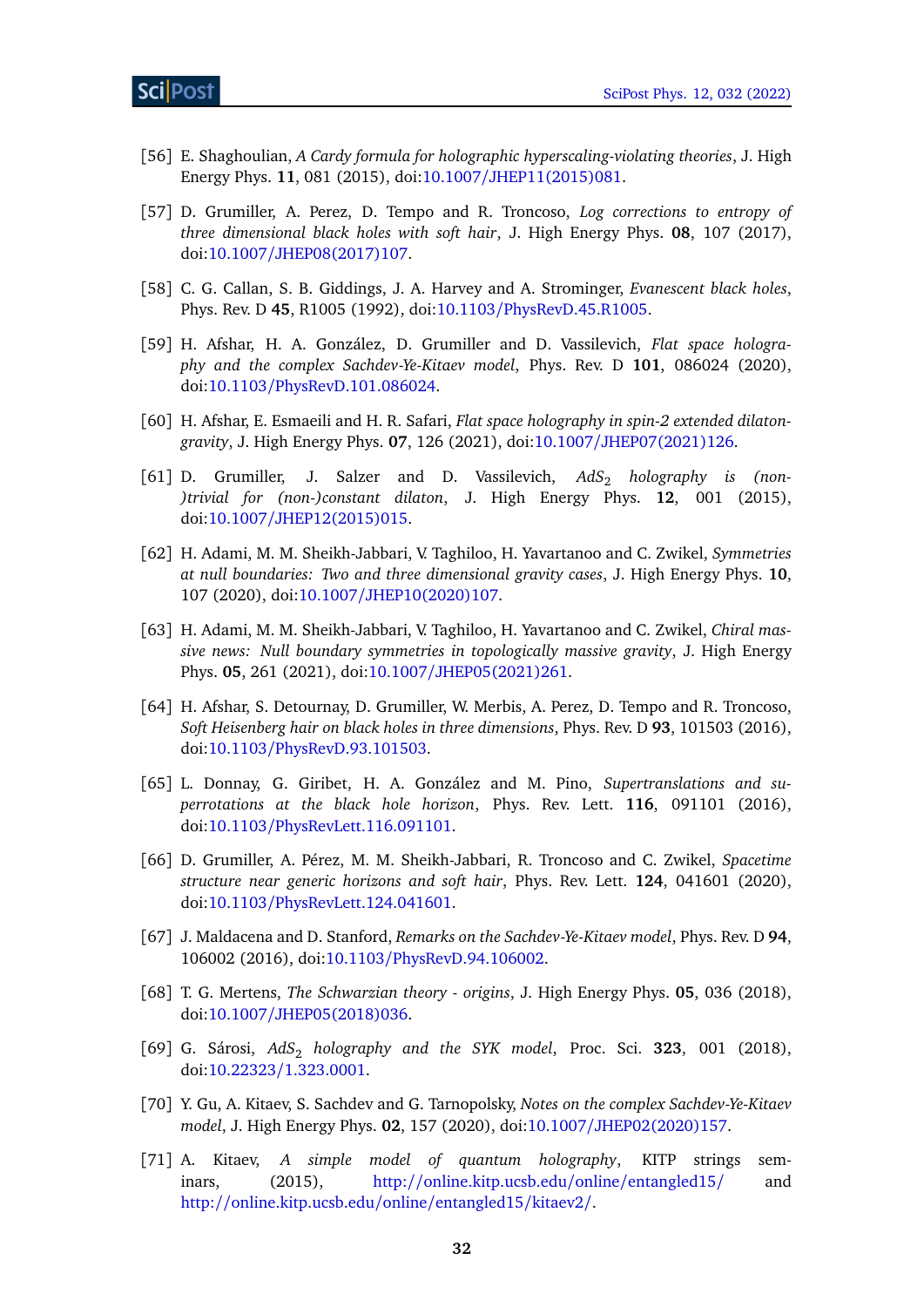[56] E. Shaghoulian, *A Cardy formula for holographic hyperscaling-violating theories*, J. High Energy Phys. **11**, 081 (2015), doi:10.1007/JHEP11(2015)081.

[57] D. Grumiller, A. Perez, D. Tempo and R. Troncoso, *Log corrections to entropy of three dimensional black holes with soft hair*, J. High Energy Phys. **08**, 107 (2017), doi:10.1007/JHEP08(2017)107.

[58] C. G. Callan, S. B. Giddings, J. A. Harvey and A. Strominger, *Evanescent black holes*, Phys. Rev. D **45**, R1005 (1992), doi:10.1103/PhysRevD.45.R1005.

[59] H. Afshar, H. A. González, D. Grumiller and D. Vassilevich, *Flat space holography and the complex Sachdev-Ye-Kitaev model*, Phys. Rev. D **101**, 086024 (2020), doi:10.1103/PhysRevD.101.086024.

[60] H. Afshar, E. Esmaeili and H. R. Safari, *Flat space holography in spin-2 extended dilaton-gravity*, J. High Energy Phys. **07**, 126 (2021), doi:10.1007/JHEP07(2021)126.

[61] D. Grumiller, J. Salzer and D. Vassilevich, *$AdS_2$ holography is (non-)trivial for (non-)constant dilaton*, J. High Energy Phys. **12**, 001 (2015), doi:10.1007/JHEP12(2015)015.

[62] H. Adami, M. M. Sheikh-Jabbari, V. Taghiloo, H. Yavartanoo and C. Zwikel, *Symmetries at null boundaries: Two and three dimensional gravity cases*, J. High Energy Phys. **10**, 107 (2020), doi:10.1007/JHEP10(2020)107.

[63] H. Adami, M. M. Sheikh-Jabbari, V. Taghiloo, H. Yavartanoo and C. Zwikel, *Chiral massive news: Null boundary symmetries in topologically massive gravity*, J. High Energy Phys. **05**, 261 (2021), doi:10.1007/JHEP05(2021)261.

[64] H. Afshar, S. Detournay, D. Grumiller, W. Merbis, A. Perez, D. Tempo and R. Troncoso, *Soft Heisenberg hair on black holes in three dimensions*, Phys. Rev. D **93**, 101503 (2016), doi:10.1103/PhysRevD.93.101503.

[65] L. Donnay, G. Giribet, H. A. González and M. Pino, *Supertranslations and superrotations at the black hole horizon*, Phys. Rev. Lett. **116**, 091101 (2016), doi:10.1103/PhysRevLett.116.091101.

[66] D. Grumiller, A. Pérez, M. M. Sheikh-Jabbari, R. Troncoso and C. Zwikel, *Spacetime structure near generic horizons and soft hair*, Phys. Rev. Lett. **124**, 041601 (2020), doi:10.1103/PhysRevLett.124.041601.

[67] J. Maldacena and D. Stanford, *Remarks on the Sachdev-Ye-Kitaev model*, Phys. Rev. D **94**, 106002 (2016), doi:10.1103/PhysRevD.94.106002.

[68] T. G. Mertens, *The Schwarzian theory - origins*, J. High Energy Phys. **05**, 036 (2018), doi:10.1007/JHEP05(2018)036.

[69] G. Sárosi, *$AdS_2$ holography and the SYK model*, Proc. Sci. **323**, 001 (2018), doi:10.22323/1.323.0001.

[70] Y. Gu, A. Kitaev, S. Sachdev and G. Tarnopolsky, *Notes on the complex Sachdev-Ye-Kitaev model*, J. High Energy Phys. **02**, 157 (2020), doi:10.1007/JHEP02(2020)157.

[71] A. Kitaev, *A simple model of quantum holography*, KITP strings seminars, (2015), http://online.kitp.ucsb.edu/online/entangled15/ and http://online.kitp.ucsb.edu/online/entangled15/kitaev2/.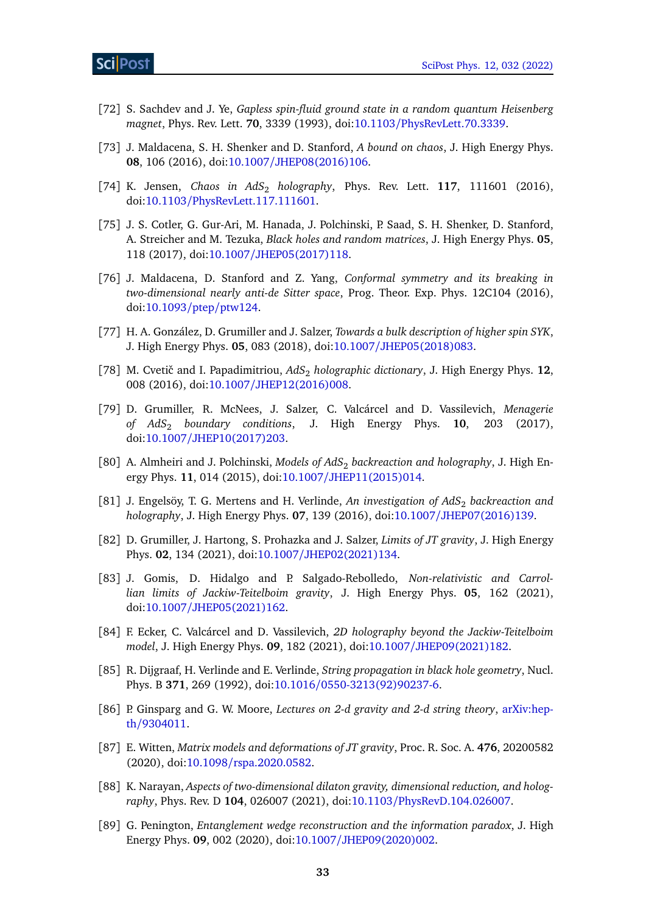[72] S. Sachdev and J. Ye, *Gapless spin-fluid ground state in a random quantum Heisenberg magnet*, Phys. Rev. Lett. **70**, 3339 (1993), doi:10.1103/PhysRevLett.70.3339.

[73] J. Maldacena, S. H. Shenker and D. Stanford, *A bound on chaos*, J. High Energy Phys. **08**, 106 (2016), doi:10.1007/JHEP08(2016)106.

[74] K. Jensen, *Chaos in $AdS_2$ holography*, Phys. Rev. Lett. **117**, 111601 (2016), doi:10.1103/PhysRevLett.117.111601.

[75] J. S. Cotler, G. Gur-Ari, M. Hanada, J. Polchinski, P. Saad, S. H. Shenker, D. Stanford, A. Streicher and M. Tezuka, *Black holes and random matrices*, J. High Energy Phys. **05**, 118 (2017), doi:10.1007/JHEP05(2017)118.

[76] J. Maldacena, D. Stanford and Z. Yang, *Conformal symmetry and its breaking in two-dimensional nearly anti-de Sitter space*, Prog. Theor. Exp. Phys. 12C104 (2016), doi:10.1093/ptep/ptw124.

[77] H. A. González, D. Grumiller and J. Salzer, *Towards a bulk description of higher spin SYK*, J. High Energy Phys. **05**, 083 (2018), doi:10.1007/JHEP05(2018)083.

[78] M. Cvetič and I. Papadimitriou, *$AdS_2$ holographic dictionary*, J. High Energy Phys. **12**, 008 (2016), doi:10.1007/JHEP12(2016)008.

[79] D. Grumiller, R. McNees, J. Salzer, C. Valcárcel and D. Vassilevich, *Menagerie of $AdS_2$ boundary conditions*, J. High Energy Phys. **10**, 203 (2017), doi:10.1007/JHEP10(2017)203.

[80] A. Almheiri and J. Polchinski, *Models of $AdS_2$ backreaction and holography*, J. High Energy Phys. **11**, 014 (2015), doi:10.1007/JHEP11(2015)014.

[81] J. Engelsöy, T. G. Mertens and H. Verlinde, *An investigation of $AdS_2$ backreaction and holography*, J. High Energy Phys. **07**, 139 (2016), doi:10.1007/JHEP07(2016)139.

[82] D. Grumiller, J. Hartong, S. Prohazka and J. Salzer, *Limits of JT gravity*, J. High Energy Phys. **02**, 134 (2021), doi:10.1007/JHEP02(2021)134.

[83] J. Gomis, D. Hidalgo and P. Salgado-Rebolledo, *Non-relativistic and Carrollian limits of Jackiw-Teitelboim gravity*, J. High Energy Phys. **05**, 162 (2021), doi:10.1007/JHEP05(2021)162.

[84] F. Ecker, C. Valcárcel and D. Vassilevich, *2D holography beyond the Jackiw-Teitelboim model*, J. High Energy Phys. **09**, 182 (2021), doi:10.1007/JHEP09(2021)182.

[85] R. Dijgraaf, H. Verlinde and E. Verlinde, *String propagation in black hole geometry*, Nucl. Phys. B **371**, 269 (1992), doi:10.1016/0550-3213(92)90237-6.

[86] P. Ginsparg and G. W. Moore, *Lectures on 2-d gravity and 2-d string theory*, arXiv:hep-th/9304011.

[87] E. Witten, *Matrix models and deformations of JT gravity*, Proc. R. Soc. A. **476**, 20200582 (2020), doi:10.1098/rspa.2020.0582.

[88] K. Narayan, *Aspects of two-dimensional dilaton gravity, dimensional reduction, and holography*, Phys. Rev. D **104**, 026007 (2021), doi:10.1103/PhysRevD.104.026007.

[89] G. Penington, *Entanglement wedge reconstruction and the information paradox*, J. High Energy Phys. **09**, 002 (2020), doi:10.1007/JHEP09(2020)002.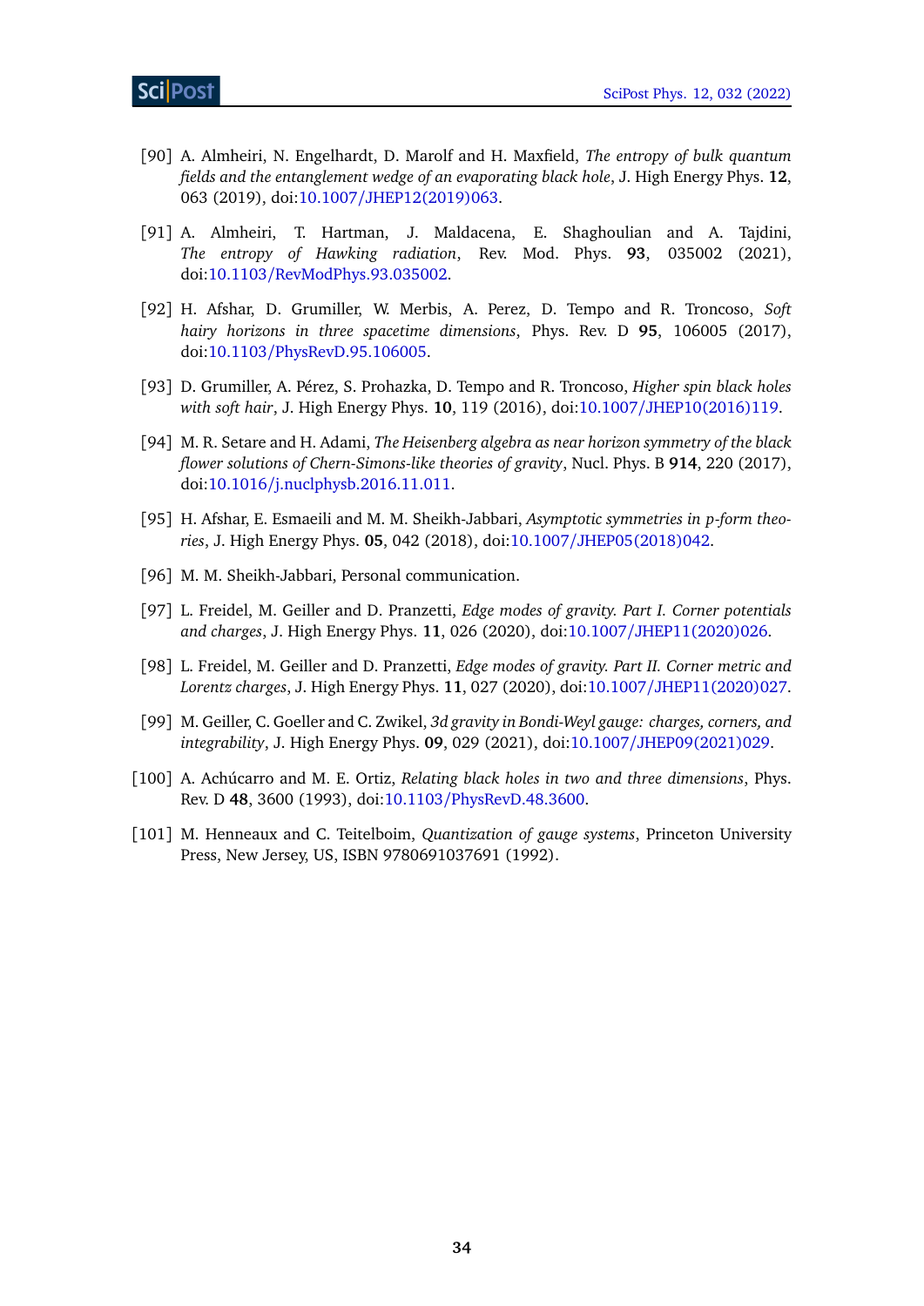[90] A. Almheiri, N. Engelhardt, D. Marolf and H. Maxfield, *The entropy of bulk quantum fields and the entanglement wedge of an evaporating black hole*, J. High Energy Phys. **12**, 063 (2019), doi:10.1007/JHEP12(2019)063.

[91] A. Almheiri, T. Hartman, J. Maldacena, E. Shaghoulian and A. Tajdini, *The entropy of Hawking radiation*, Rev. Mod. Phys. **93**, 035002 (2021), doi:10.1103/RevModPhys.93.035002.

[92] H. Afshar, D. Grumiller, W. Merbis, A. Perez, D. Tempo and R. Troncoso, *Soft hairy horizons in three spacetime dimensions*, Phys. Rev. D **95**, 106005 (2017), doi:10.1103/PhysRevD.95.106005.

[93] D. Grumiller, A. Pérez, S. Prohazka, D. Tempo and R. Troncoso, *Higher spin black holes with soft hair*, J. High Energy Phys. **10**, 119 (2016), doi:10.1007/JHEP10(2016)119.

[94] M. R. Setare and H. Adami, *The Heisenberg algebra as near horizon symmetry of the black flower solutions of Chern-Simons-like theories of gravity*, Nucl. Phys. B **914**, 220 (2017), doi:10.1016/j.nuclphysb.2016.11.011.

[95] H. Afshar, E. Esmaeili and M. M. Sheikh-Jabbari, *Asymptotic symmetries in p-form theories*, J. High Energy Phys. **05**, 042 (2018), doi:10.1007/JHEP05(2018)042.

[96] M. M. Sheikh-Jabbari, Personal communication.

[97] L. Freidel, M. Geiller and D. Pranzetti, *Edge modes of gravity. Part I. Corner potentials and charges*, J. High Energy Phys. **11**, 026 (2020), doi:10.1007/JHEP11(2020)026.

[98] L. Freidel, M. Geiller and D. Pranzetti, *Edge modes of gravity. Part II. Corner metric and Lorentz charges*, J. High Energy Phys. **11**, 027 (2020), doi:10.1007/JHEP11(2020)027.

[99] M. Geiller, C. Goeller and C. Zwikel, *3d gravity in Bondi-Weyl gauge: charges, corners, and integrability*, J. High Energy Phys. **09**, 029 (2021), doi:10.1007/JHEP09(2021)029.

[100] A. Achúcarro and M. E. Ortiz, *Relating black holes in two and three dimensions*, Phys. Rev. D **48**, 3600 (1993), doi:10.1103/PhysRevD.48.3600.

[101] M. Henneaux and C. Teitelboim, *Quantization of gauge systems*, Princeton University Press, New Jersey, US, ISBN 9780691037691 (1992).